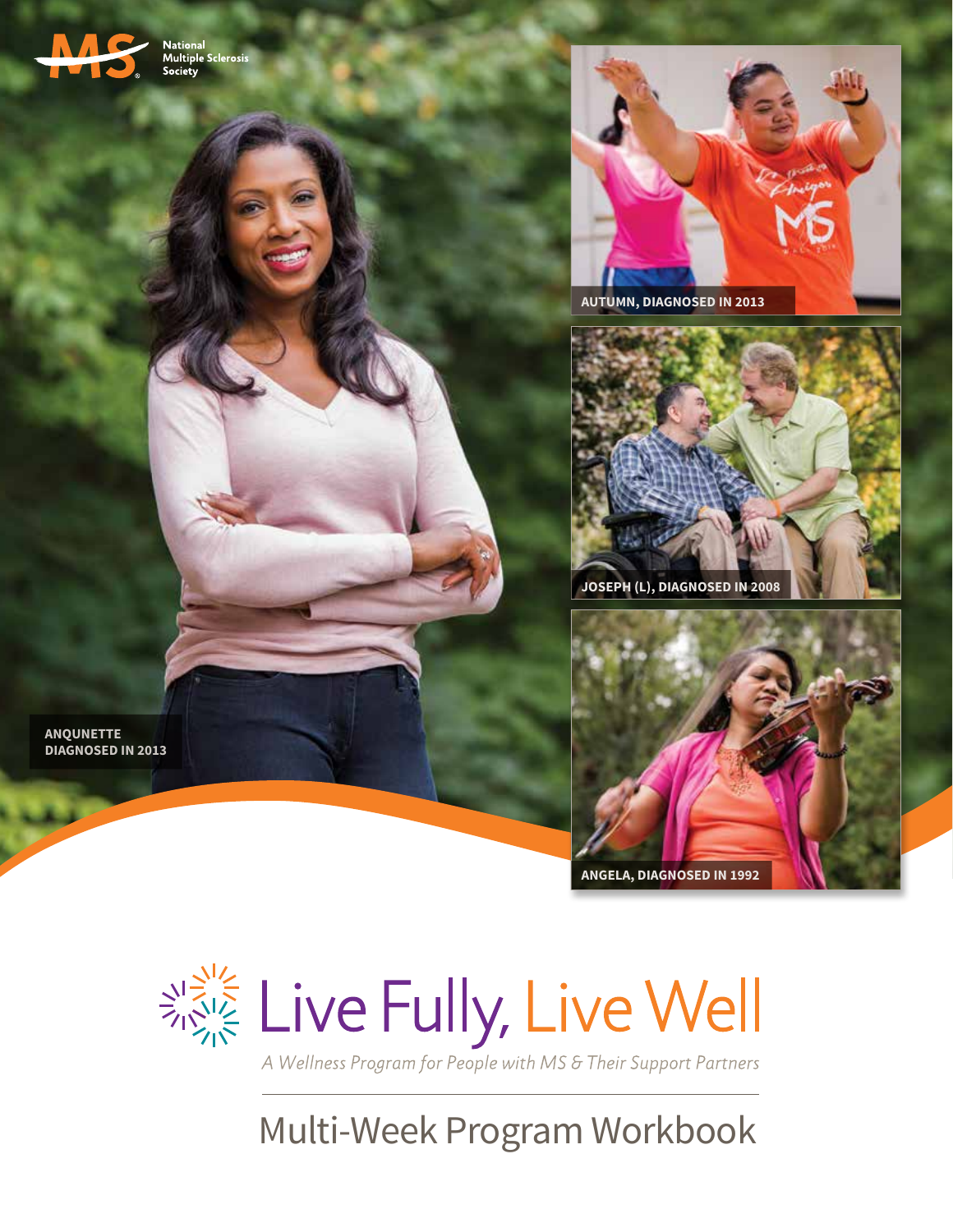National Multiple Sclerosis Society

ANQUNETTE DIAGNOSED IN 2013

AUTUMN, DIAGNOSED IN 2013

JOSEPH (L), DIAGNOSED IN 2008

ANGELA, DIAGNOSED IN 1992

# Live Fully, Live Well

*A Wellness Program for People with MS & Their Support Partners*

## Multi-Week Program Workbook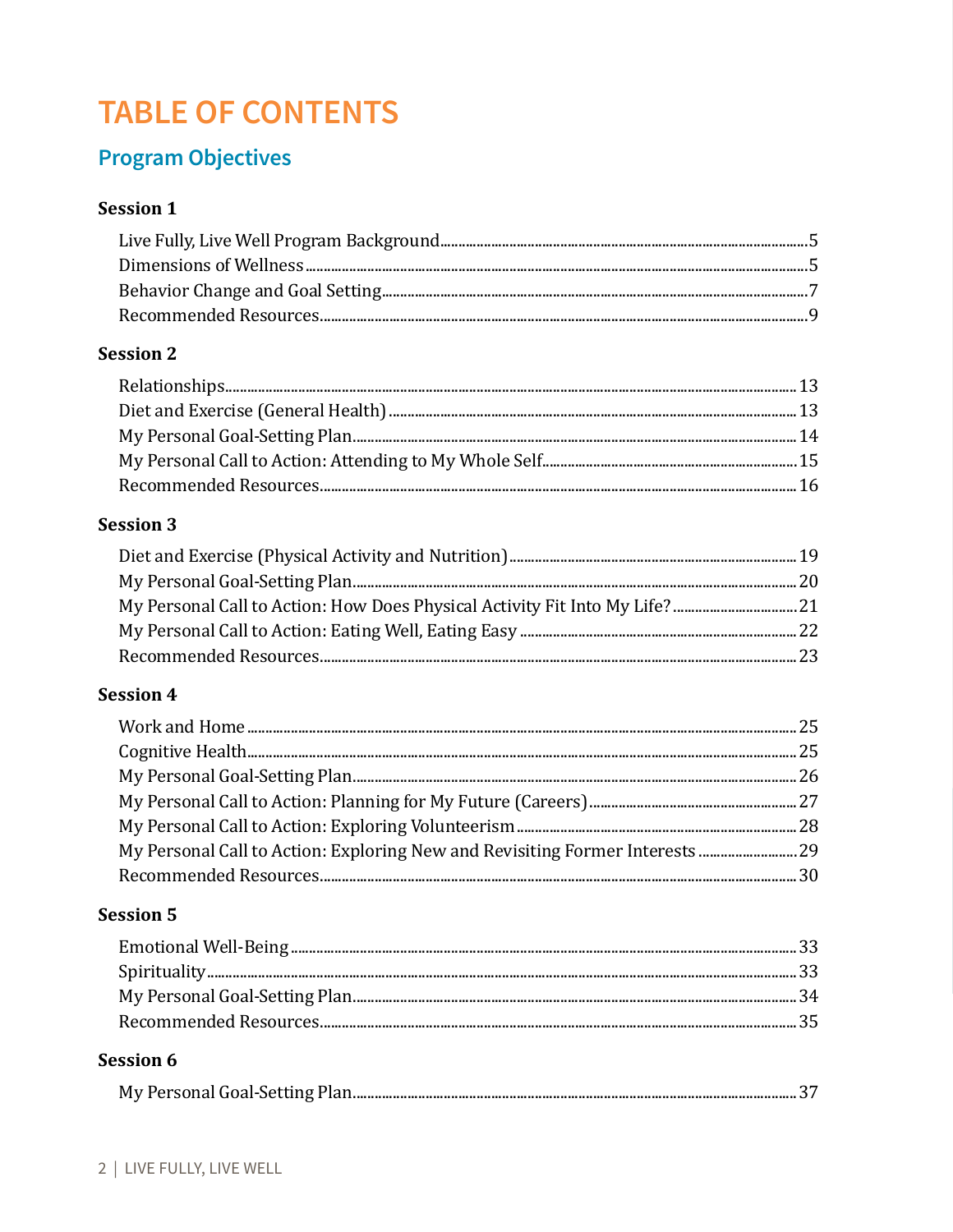# TABLE OF CONTENTS

## Program Objectives

### Session 1

Live Fully, Live Well Program Background.....5
Dimensions of Wellness.....5
Behavior Change and Goal Setting.....7
Recommended Resources.....9

### Session 2

Relationships.....13
Diet and Exercise (General Health).....13
My Personal Goal-Setting Plan.....14
My Personal Call to Action: Attending to My Whole Self.....15
Recommended Resources.....16

### Session 3

Diet and Exercise (Physical Activity and Nutrition).....19
My Personal Goal-Setting Plan.....20
My Personal Call to Action: How Does Physical Activity Fit Into My Life?.....21
My Personal Call to Action: Eating Well, Eating Easy.....22
Recommended Resources.....23

### Session 4

Work and Home.....25
Cognitive Health.....25
My Personal Goal-Setting Plan.....26
My Personal Call to Action: Planning for My Future (Careers).....27
My Personal Call to Action: Exploring Volunteerism.....28
My Personal Call to Action: Exploring New and Revisiting Former Interests.....29
Recommended Resources.....30

### Session 5

Emotional Well-Being.....33
Spirituality.....33
My Personal Goal-Setting Plan.....34
Recommended Resources.....35

### Session 6

My Personal Goal-Setting Plan.....37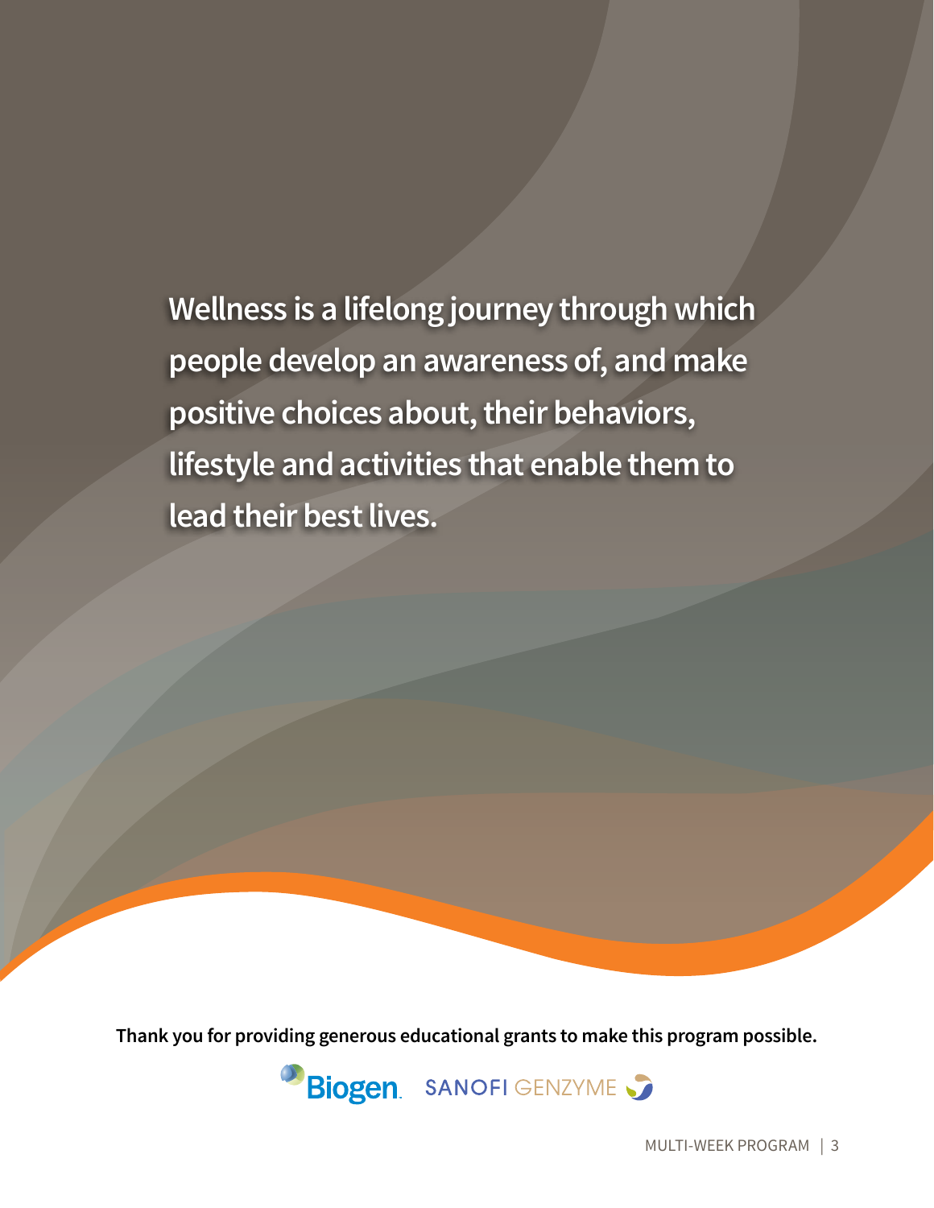Wellness is a lifelong journey through which people develop an awareness of, and make positive choices about, their behaviors, lifestyle and activities that enable them to lead their best lives.

**Thank you for providing generous educational grants to make this program possible.**

Biogen. SANOFI GENZYME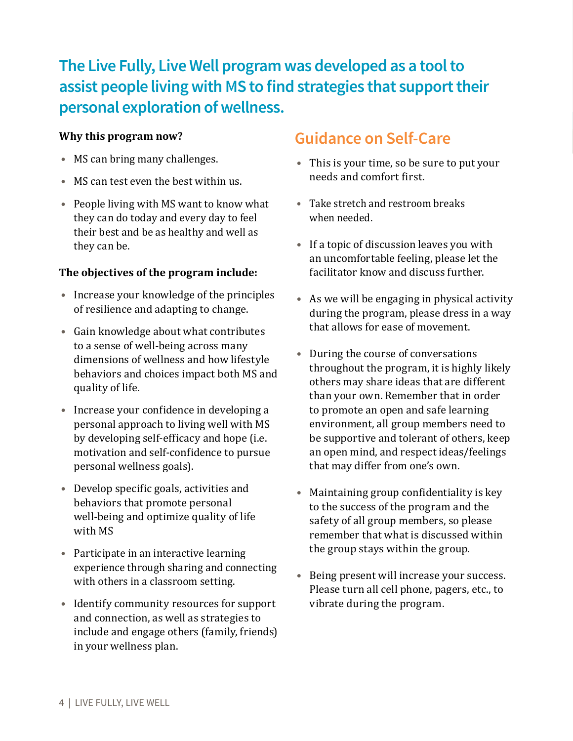## The Live Fully, Live Well program was developed as a tool to assist people living with MS to find strategies that support their personal exploration of wellness.

**Why this program now?**

- MS can bring many challenges.
- MS can test even the best within us.
- People living with MS want to know what they can do today and every day to feel their best and be as healthy and well as they can be.

**The objectives of the program include:**

- Increase your knowledge of the principles of resilience and adapting to change.
- Gain knowledge about what contributes to a sense of well-being across many dimensions of wellness and how lifestyle behaviors and choices impact both MS and quality of life.
- Increase your confidence in developing a personal approach to living well with MS by developing self-efficacy and hope (i.e. motivation and self-confidence to pursue personal wellness goals).
- Develop specific goals, activities and behaviors that promote personal well-being and optimize quality of life with MS
- Participate in an interactive learning experience through sharing and connecting with others in a classroom setting.
- Identify community resources for support and connection, as well as strategies to include and engage others (family, friends) in your wellness plan.

## Guidance on Self-Care

- This is your time, so be sure to put your needs and comfort first.
- Take stretch and restroom breaks when needed.
- If a topic of discussion leaves you with an uncomfortable feeling, please let the facilitator know and discuss further.
- As we will be engaging in physical activity during the program, please dress in a way that allows for ease of movement.
- During the course of conversations throughout the program, it is highly likely others may share ideas that are different than your own. Remember that in order to promote an open and safe learning environment, all group members need to be supportive and tolerant of others, keep an open mind, and respect ideas/feelings that may differ from one's own.
- Maintaining group confidentiality is key to the success of the program and the safety of all group members, so please remember that what is discussed within the group stays within the group.
- Being present will increase your success. Please turn all cell phone, pagers, etc., to vibrate during the program.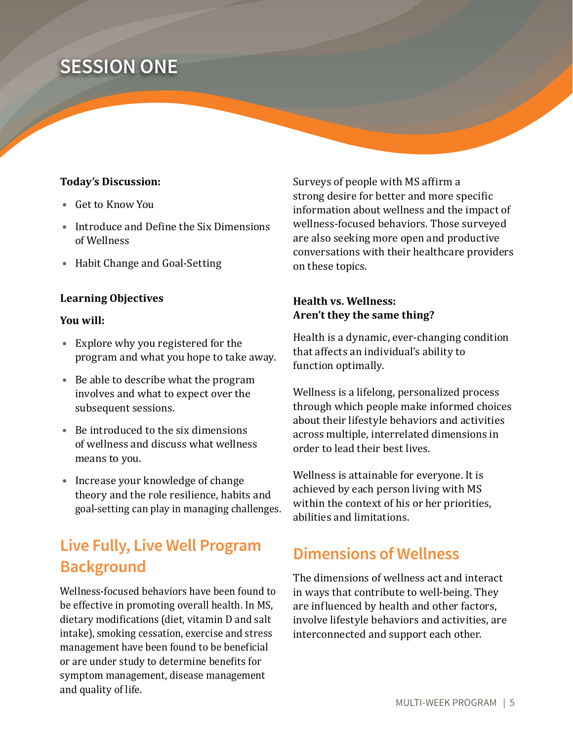# SESSION ONE

**Today's Discussion:**

- Get to Know You
- Introduce and Define the Six Dimensions of Wellness
- Habit Change and Goal-Setting

**Learning Objectives**

**You will:**

- Explore why you registered for the program and what you hope to take away.
- Be able to describe what the program involves and what to expect over the subsequent sessions.
- Be introduced to the six dimensions of wellness and discuss what wellness means to you.
- Increase your knowledge of change theory and the role resilience, habits and goal-setting can play in managing challenges.

## Live Fully, Live Well Program Background

Wellness-focused behaviors have been found to be effective in promoting overall health. In MS, dietary modifications (diet, vitamin D and salt intake), smoking cessation, exercise and stress management have been found to be beneficial or are under study to determine benefits for symptom management, disease management and quality of life.

Surveys of people with MS affirm a strong desire for better and more specific information about wellness and the impact of wellness-focused behaviors. Those surveyed are also seeking more open and productive conversations with their healthcare providers on these topics.

**Health vs. Wellness: Aren't they the same thing?**

Health is a dynamic, ever-changing condition that affects an individual's ability to function optimally.

Wellness is a lifelong, personalized process through which people make informed choices about their lifestyle behaviors and activities across multiple, interrelated dimensions in order to lead their best lives.

Wellness is attainable for everyone. It is achieved by each person living with MS within the context of his or her priorities, abilities and limitations.

## Dimensions of Wellness

The dimensions of wellness act and interact in ways that contribute to well-being. They are influenced by health and other factors, involve lifestyle behaviors and activities, are interconnected and support each other.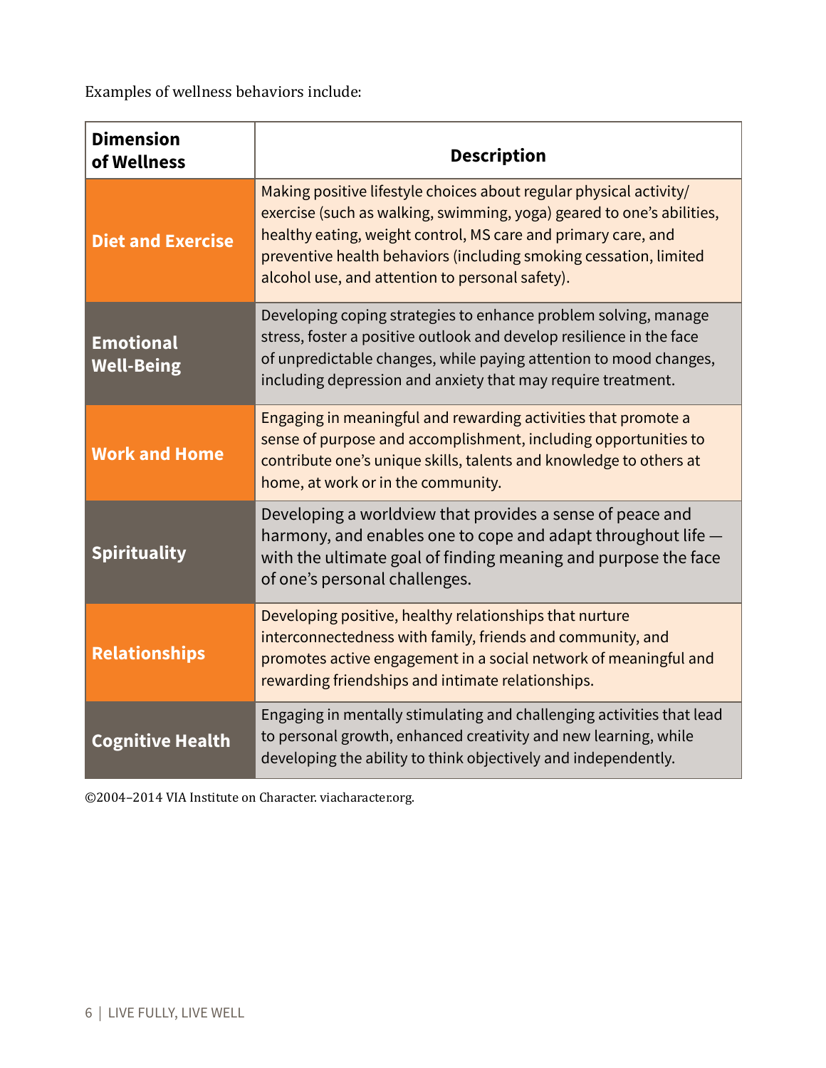Examples of wellness behaviors include:

| Dimension of Wellness | Description |
| --- | --- |
| **Diet and Exercise** | Making positive lifestyle choices about regular physical activity/exercise (such as walking, swimming, yoga) geared to one's abilities, healthy eating, weight control, MS care and primary care, and preventive health behaviors (including smoking cessation, limited alcohol use, and attention to personal safety). |
| **Emotional Well-Being** | Developing coping strategies to enhance problem solving, manage stress, foster a positive outlook and develop resilience in the face of unpredictable changes, while paying attention to mood changes, including depression and anxiety that may require treatment. |
| **Work and Home** | Engaging in meaningful and rewarding activities that promote a sense of purpose and accomplishment, including opportunities to contribute one's unique skills, talents and knowledge to others at home, at work or in the community. |
| **Spirituality** | Developing a worldview that provides a sense of peace and harmony, and enables one to cope and adapt throughout life — with the ultimate goal of finding meaning and purpose the face of one's personal challenges. |
| **Relationships** | Developing positive, healthy relationships that nurture interconnectedness with family, friends and community, and promotes active engagement in a social network of meaningful and rewarding friendships and intimate relationships. |
| **Cognitive Health** | Engaging in mentally stimulating and challenging activities that lead to personal growth, enhanced creativity and new learning, while developing the ability to think objectively and independently. |

©2004–2014 VIA Institute on Character. viacharacter.org.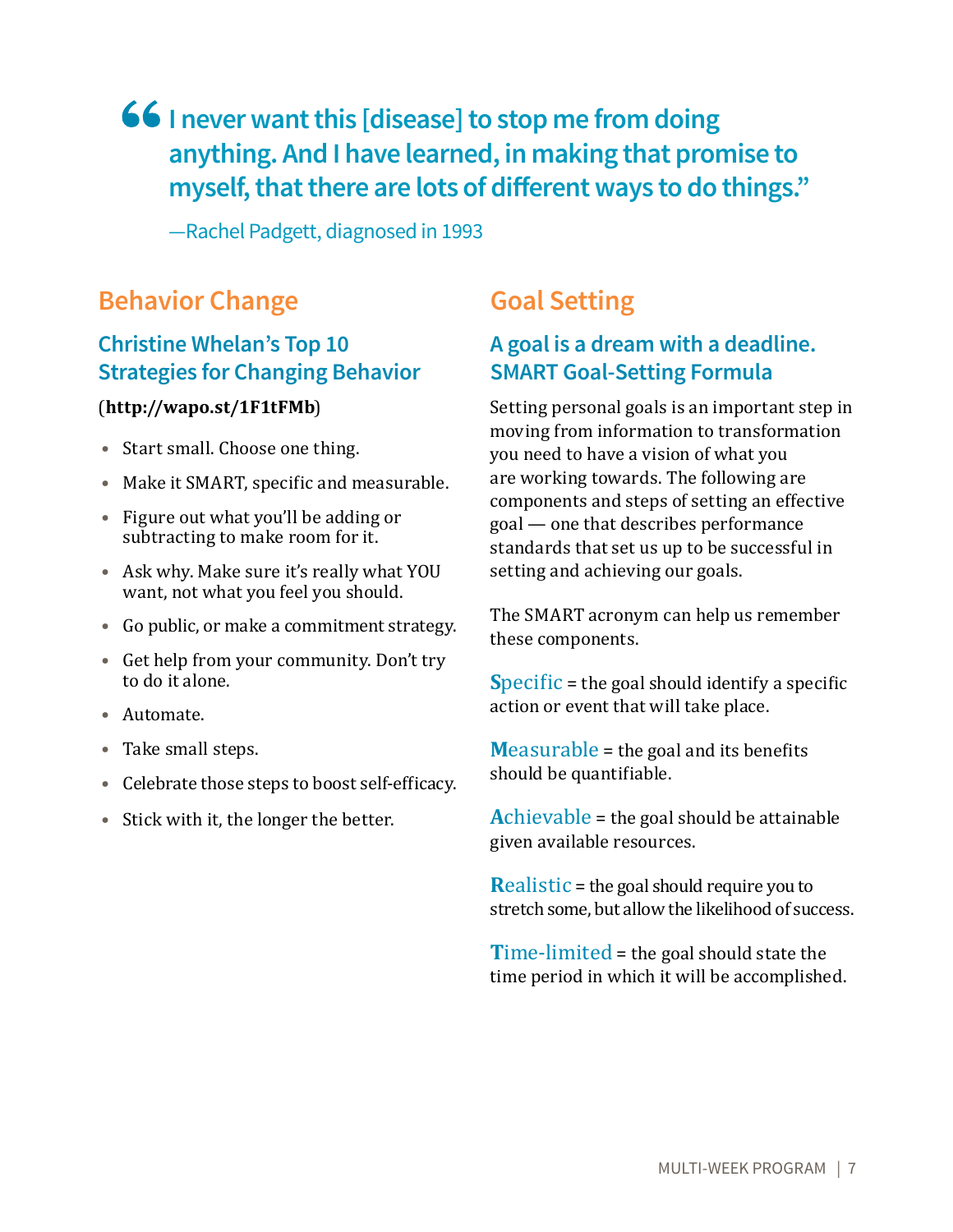> **I never want this [disease] to stop me from doing anything. And I have learned, in making that promise to myself, that there are lots of different ways to do things."**
>
> —Rachel Padgett, diagnosed in 1993

## Behavior Change

### Christine Whelan's Top 10 Strategies for Changing Behavior

(**http://wapo.st/1F1tFMb**)

- Start small. Choose one thing.
- Make it SMART, specific and measurable.
- Figure out what you'll be adding or subtracting to make room for it.
- Ask why. Make sure it's really what YOU want, not what you feel you should.
- Go public, or make a commitment strategy.
- Get help from your community. Don't try to do it alone.
- Automate.
- Take small steps.
- Celebrate those steps to boost self-efficacy.
- Stick with it, the longer the better.

## Goal Setting

### A goal is a dream with a deadline. SMART Goal-Setting Formula

Setting personal goals is an important step in moving from information to transformation you need to have a vision of what you are working towards. The following are components and steps of setting an effective goal — one that describes performance standards that set us up to be successful in setting and achieving our goals.

The SMART acronym can help us remember these components.

**S**pecific = the goal should identify a specific action or event that will take place.

**M**easurable = the goal and its benefits should be quantifiable.

**A**chievable = the goal should be attainable given available resources.

**R**ealistic = the goal should require you to stretch some, but allow the likelihood of success.

**T**ime-limited = the goal should state the time period in which it will be accomplished.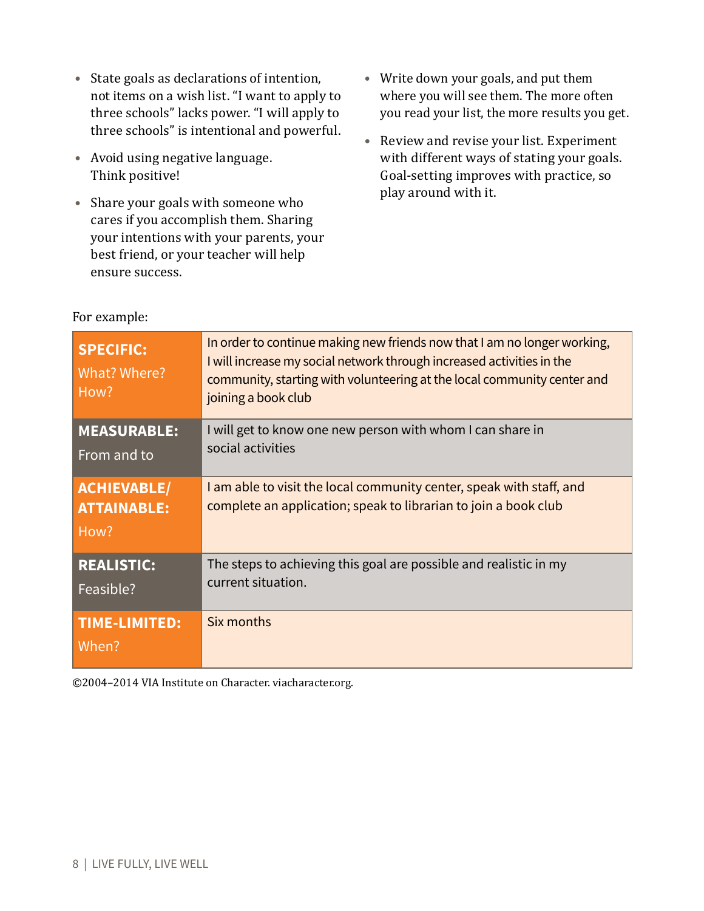- State goals as declarations of intention, not items on a wish list. "I want to apply to three schools" lacks power. "I will apply to three schools" is intentional and powerful.
- Avoid using negative language. Think positive!
- Share your goals with someone who cares if you accomplish them. Sharing your intentions with your parents, your best friend, or your teacher will help ensure success.
- Write down your goals, and put them where you will see them. The more often you read your list, the more results you get.
- Review and revise your list. Experiment with different ways of stating your goals. Goal-setting improves with practice, so play around with it.

For example:

| | |
|---|---|
| **SPECIFIC:** What? Where? How? | In order to continue making new friends now that I am no longer working, I will increase my social network through increased activities in the community, starting with volunteering at the local community center and joining a book club |
| **MEASURABLE:** From and to | I will get to know one new person with whom I can share in social activities |
| **ACHIEVABLE/ ATTAINABLE:** How? | I am able to visit the local community center, speak with staff, and complete an application; speak to librarian to join a book club |
| **REALISTIC:** Feasible? | The steps to achieving this goal are possible and realistic in my current situation. |
| **TIME-LIMITED:** When? | Six months |

©2004–2014 VIA Institute on Character. viacharacter.org.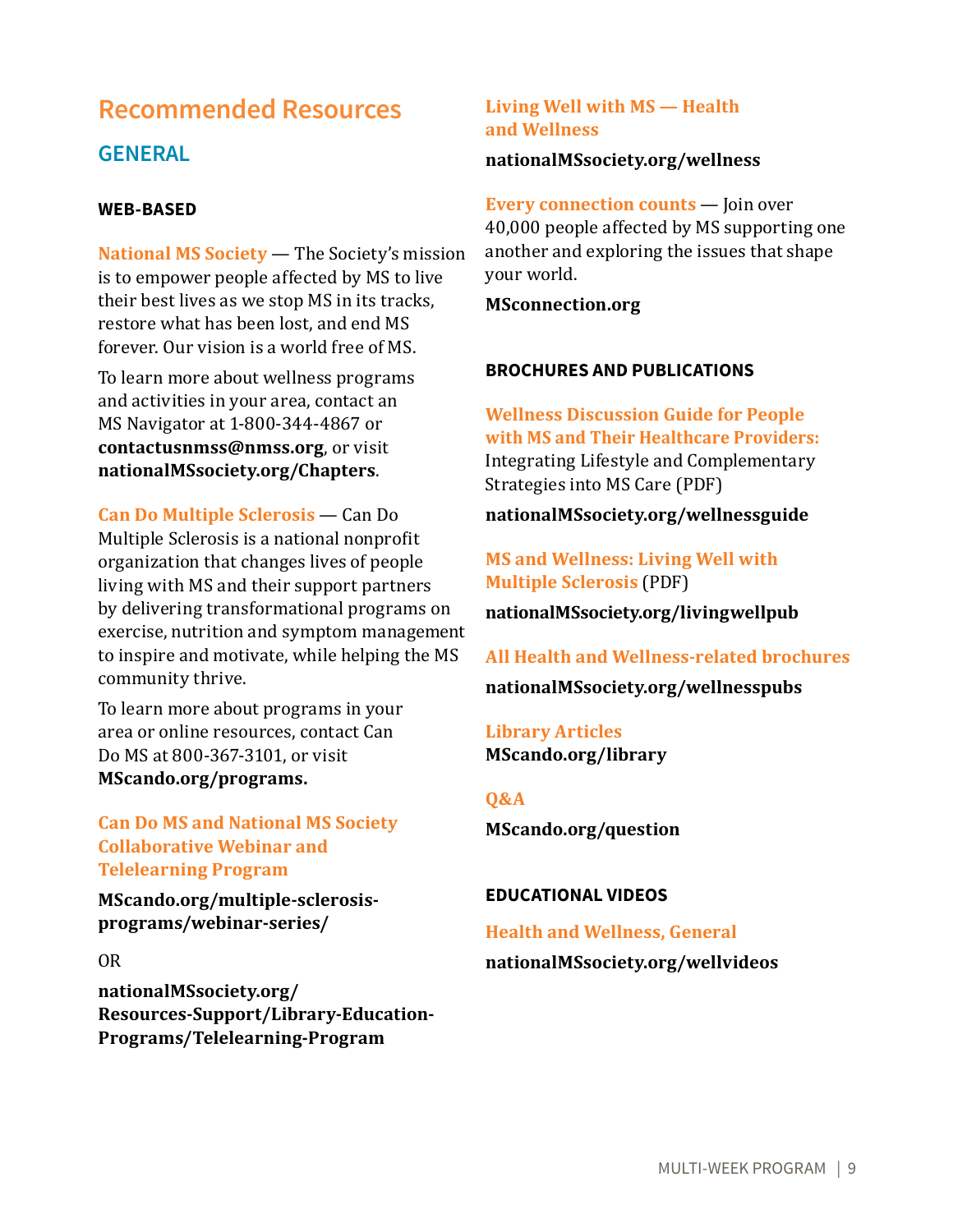# Recommended Resources

## GENERAL

### WEB-BASED

**National MS Society** — The Society's mission is to empower people affected by MS to live their best lives as we stop MS in its tracks, restore what has been lost, and end MS forever. Our vision is a world free of MS.

To learn more about wellness programs and activities in your area, contact an MS Navigator at 1-800-344-4867 or **contactusnmss@nmss.org**, or visit **nationalMSsociety.org/Chapters**.

**Can Do Multiple Sclerosis** — Can Do Multiple Sclerosis is a national nonprofit organization that changes lives of people living with MS and their support partners by delivering transformational programs on exercise, nutrition and symptom management to inspire and motivate, while helping the MS community thrive.

To learn more about programs in your area or online resources, contact Can Do MS at 800-367-3101, or visit **MScando.org/programs.**

**Can Do MS and National MS Society Collaborative Webinar and Telelearning Program**

**MScando.org/multiple-sclerosis-programs/webinar-series/**

OR

**nationalMSsociety.org/Resources-Support/Library-Education-Programs/Telelearning-Program**

**Living Well with MS — Health and Wellness**

**nationalMSsociety.org/wellness**

**Every connection counts** — Join over 40,000 people affected by MS supporting one another and exploring the issues that shape your world.

**MSconnection.org**

### BROCHURES AND PUBLICATIONS

**Wellness Discussion Guide for People with MS and Their Healthcare Providers:** Integrating Lifestyle and Complementary Strategies into MS Care (PDF)

**nationalMSsociety.org/wellnessguide**

**MS and Wellness: Living Well with Multiple Sclerosis** (PDF)

**nationalMSsociety.org/livingwellpub**

**All Health and Wellness-related brochures**

**nationalMSsociety.org/wellnesspubs**

**Library Articles**
**MScando.org/library**

**Q&A**

**MScando.org/question**

### EDUCATIONAL VIDEOS

**Health and Wellness, General**

**nationalMSsociety.org/wellvideos**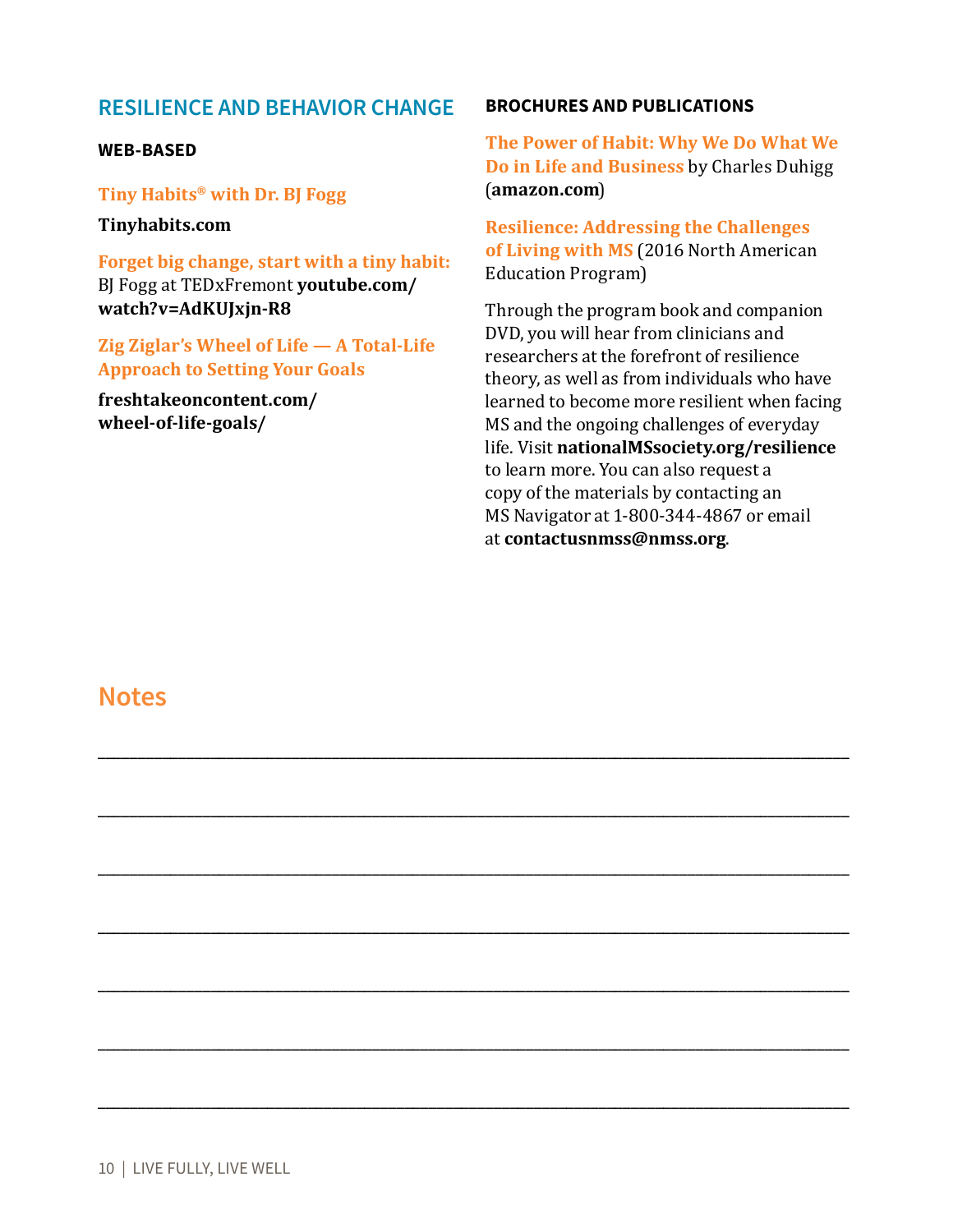## RESILIENCE AND BEHAVIOR CHANGE

### WEB-BASED

**Tiny Habits® with Dr. BJ Fogg**

**Tinyhabits.com**

**Forget big change, start with a tiny habit:** BJ Fogg at TEDxFremont **youtube.com/watch?v=AdKUJxjn-R8**

**Zig Ziglar's Wheel of Life — A Total-Life Approach to Setting Your Goals**

**freshtakeoncontent.com/wheel-of-life-goals/**

### BROCHURES AND PUBLICATIONS

**The Power of Habit: Why We Do What We Do in Life and Business** by Charles Duhigg (**amazon.com**)

**Resilience: Addressing the Challenges of Living with MS** (2016 North American Education Program)

Through the program book and companion DVD, you will hear from clinicians and researchers at the forefront of resilience theory, as well as from individuals who have learned to become more resilient when facing MS and the ongoing challenges of everyday life. Visit **nationalMSsociety.org/resilience** to learn more. You can also request a copy of the materials by contacting an MS Navigator at 1-800-344-4867 or email at **contactusnmss@nmss.org**.

## Notes

___

___

___

___

___

___

___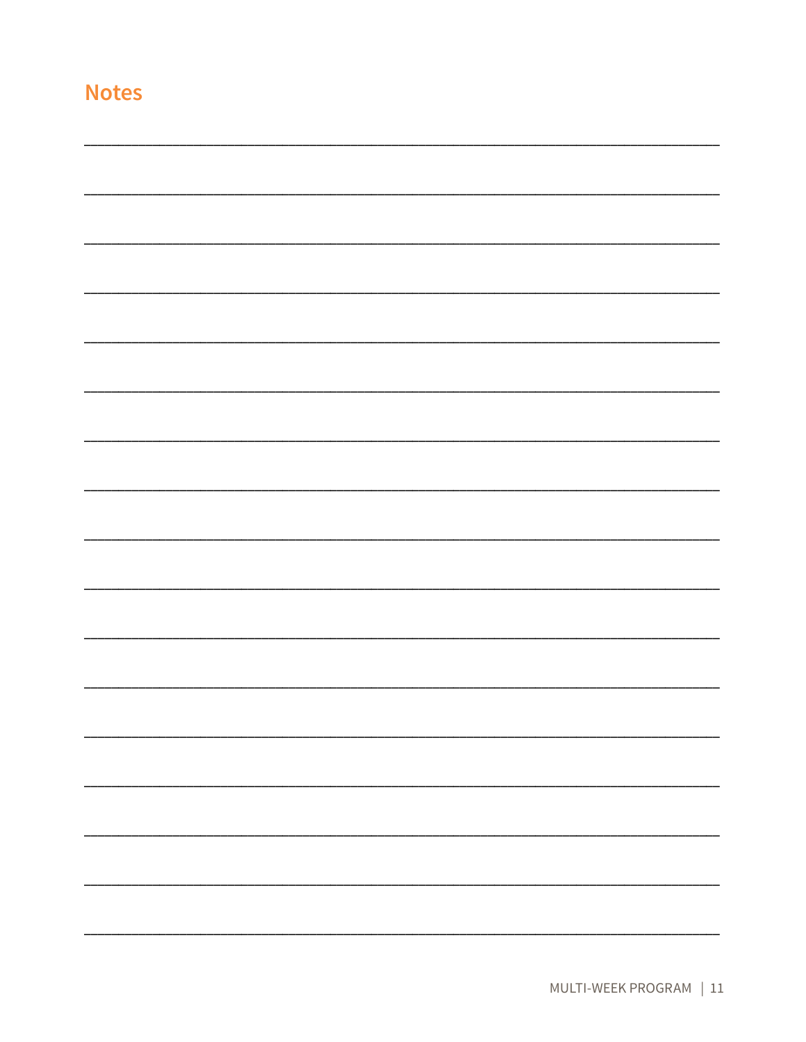## Notes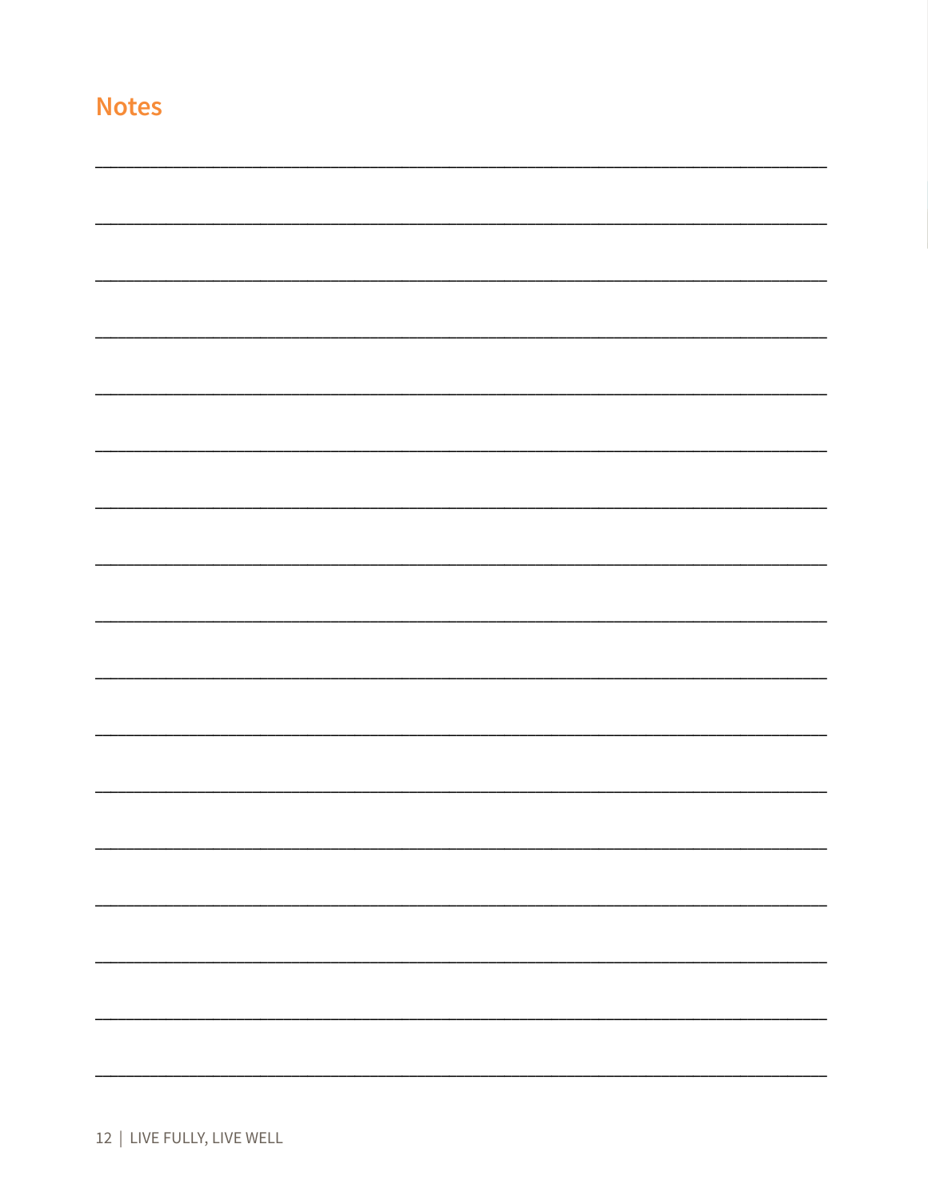## Notes

\_\_\_\_\_\_\_\_\_\_\_\_\_\_\_\_\_\_\_\_\_\_\_\_\_\_\_\_\_\_\_\_\_\_\_\_\_\_\_\_\_\_\_\_\_\_\_\_\_\_\_\_\_\_\_\_\_\_\_\_\_\_\_\_\_\_\_\_\_\_\_\_\_\_\_\_\_\_\_\_\_\_

\_\_\_\_\_\_\_\_\_\_\_\_\_\_\_\_\_\_\_\_\_\_\_\_\_\_\_\_\_\_\_\_\_\_\_\_\_\_\_\_\_\_\_\_\_\_\_\_\_\_\_\_\_\_\_\_\_\_\_\_\_\_\_\_\_\_\_\_\_\_\_\_\_\_\_\_\_\_\_\_\_\_

\_\_\_\_\_\_\_\_\_\_\_\_\_\_\_\_\_\_\_\_\_\_\_\_\_\_\_\_\_\_\_\_\_\_\_\_\_\_\_\_\_\_\_\_\_\_\_\_\_\_\_\_\_\_\_\_\_\_\_\_\_\_\_\_\_\_\_\_\_\_\_\_\_\_\_\_\_\_\_\_\_\_

\_\_\_\_\_\_\_\_\_\_\_\_\_\_\_\_\_\_\_\_\_\_\_\_\_\_\_\_\_\_\_\_\_\_\_\_\_\_\_\_\_\_\_\_\_\_\_\_\_\_\_\_\_\_\_\_\_\_\_\_\_\_\_\_\_\_\_\_\_\_\_\_\_\_\_\_\_\_\_\_\_\_

\_\_\_\_\_\_\_\_\_\_\_\_\_\_\_\_\_\_\_\_\_\_\_\_\_\_\_\_\_\_\_\_\_\_\_\_\_\_\_\_\_\_\_\_\_\_\_\_\_\_\_\_\_\_\_\_\_\_\_\_\_\_\_\_\_\_\_\_\_\_\_\_\_\_\_\_\_\_\_\_\_\_

\_\_\_\_\_\_\_\_\_\_\_\_\_\_\_\_\_\_\_\_\_\_\_\_\_\_\_\_\_\_\_\_\_\_\_\_\_\_\_\_\_\_\_\_\_\_\_\_\_\_\_\_\_\_\_\_\_\_\_\_\_\_\_\_\_\_\_\_\_\_\_\_\_\_\_\_\_\_\_\_\_\_

\_\_\_\_\_\_\_\_\_\_\_\_\_\_\_\_\_\_\_\_\_\_\_\_\_\_\_\_\_\_\_\_\_\_\_\_\_\_\_\_\_\_\_\_\_\_\_\_\_\_\_\_\_\_\_\_\_\_\_\_\_\_\_\_\_\_\_\_\_\_\_\_\_\_\_\_\_\_\_\_\_\_

\_\_\_\_\_\_\_\_\_\_\_\_\_\_\_\_\_\_\_\_\_\_\_\_\_\_\_\_\_\_\_\_\_\_\_\_\_\_\_\_\_\_\_\_\_\_\_\_\_\_\_\_\_\_\_\_\_\_\_\_\_\_\_\_\_\_\_\_\_\_\_\_\_\_\_\_\_\_\_\_\_\_

\_\_\_\_\_\_\_\_\_\_\_\_\_\_\_\_\_\_\_\_\_\_\_\_\_\_\_\_\_\_\_\_\_\_\_\_\_\_\_\_\_\_\_\_\_\_\_\_\_\_\_\_\_\_\_\_\_\_\_\_\_\_\_\_\_\_\_\_\_\_\_\_\_\_\_\_\_\_\_\_\_\_

\_\_\_\_\_\_\_\_\_\_\_\_\_\_\_\_\_\_\_\_\_\_\_\_\_\_\_\_\_\_\_\_\_\_\_\_\_\_\_\_\_\_\_\_\_\_\_\_\_\_\_\_\_\_\_\_\_\_\_\_\_\_\_\_\_\_\_\_\_\_\_\_\_\_\_\_\_\_\_\_\_\_

\_\_\_\_\_\_\_\_\_\_\_\_\_\_\_\_\_\_\_\_\_\_\_\_\_\_\_\_\_\_\_\_\_\_\_\_\_\_\_\_\_\_\_\_\_\_\_\_\_\_\_\_\_\_\_\_\_\_\_\_\_\_\_\_\_\_\_\_\_\_\_\_\_\_\_\_\_\_\_\_\_\_

\_\_\_\_\_\_\_\_\_\_\_\_\_\_\_\_\_\_\_\_\_\_\_\_\_\_\_\_\_\_\_\_\_\_\_\_\_\_\_\_\_\_\_\_\_\_\_\_\_\_\_\_\_\_\_\_\_\_\_\_\_\_\_\_\_\_\_\_\_\_\_\_\_\_\_\_\_\_\_\_\_\_

\_\_\_\_\_\_\_\_\_\_\_\_\_\_\_\_\_\_\_\_\_\_\_\_\_\_\_\_\_\_\_\_\_\_\_\_\_\_\_\_\_\_\_\_\_\_\_\_\_\_\_\_\_\_\_\_\_\_\_\_\_\_\_\_\_\_\_\_\_\_\_\_\_\_\_\_\_\_\_\_\_\_

\_\_\_\_\_\_\_\_\_\_\_\_\_\_\_\_\_\_\_\_\_\_\_\_\_\_\_\_\_\_\_\_\_\_\_\_\_\_\_\_\_\_\_\_\_\_\_\_\_\_\_\_\_\_\_\_\_\_\_\_\_\_\_\_\_\_\_\_\_\_\_\_\_\_\_\_\_\_\_\_\_\_

\_\_\_\_\_\_\_\_\_\_\_\_\_\_\_\_\_\_\_\_\_\_\_\_\_\_\_\_\_\_\_\_\_\_\_\_\_\_\_\_\_\_\_\_\_\_\_\_\_\_\_\_\_\_\_\_\_\_\_\_\_\_\_\_\_\_\_\_\_\_\_\_\_\_\_\_\_\_\_\_\_\_

\_\_\_\_\_\_\_\_\_\_\_\_\_\_\_\_\_\_\_\_\_\_\_\_\_\_\_\_\_\_\_\_\_\_\_\_\_\_\_\_\_\_\_\_\_\_\_\_\_\_\_\_\_\_\_\_\_\_\_\_\_\_\_\_\_\_\_\_\_\_\_\_\_\_\_\_\_\_\_\_\_\_

\_\_\_\_\_\_\_\_\_\_\_\_\_\_\_\_\_\_\_\_\_\_\_\_\_\_\_\_\_\_\_\_\_\_\_\_\_\_\_\_\_\_\_\_\_\_\_\_\_\_\_\_\_\_\_\_\_\_\_\_\_\_\_\_\_\_\_\_\_\_\_\_\_\_\_\_\_\_\_\_\_\_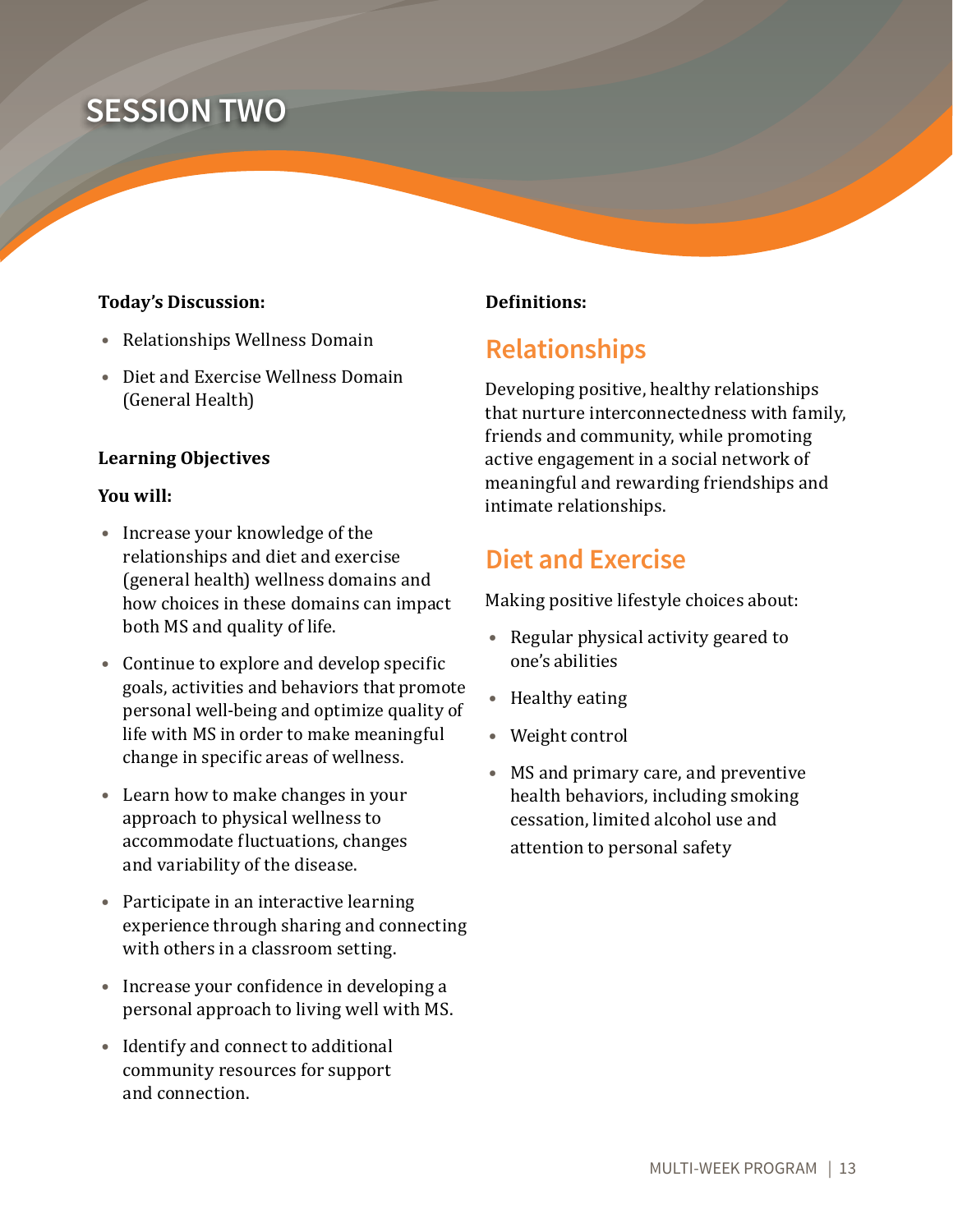# SESSION TWO

**Today's Discussion:**

- Relationships Wellness Domain
- Diet and Exercise Wellness Domain (General Health)

**Learning Objectives**

**You will:**

- Increase your knowledge of the relationships and diet and exercise (general health) wellness domains and how choices in these domains can impact both MS and quality of life.
- Continue to explore and develop specific goals, activities and behaviors that promote personal well-being and optimize quality of life with MS in order to make meaningful change in specific areas of wellness.
- Learn how to make changes in your approach to physical wellness to accommodate fluctuations, changes and variability of the disease.
- Participate in an interactive learning experience through sharing and connecting with others in a classroom setting.
- Increase your confidence in developing a personal approach to living well with MS.
- Identify and connect to additional community resources for support and connection.

**Definitions:**

## Relationships

Developing positive, healthy relationships that nurture interconnectedness with family, friends and community, while promoting active engagement in a social network of meaningful and rewarding friendships and intimate relationships.

## Diet and Exercise

Making positive lifestyle choices about:

- Regular physical activity geared to one's abilities
- Healthy eating
- Weight control
- MS and primary care, and preventive health behaviors, including smoking cessation, limited alcohol use and attention to personal safety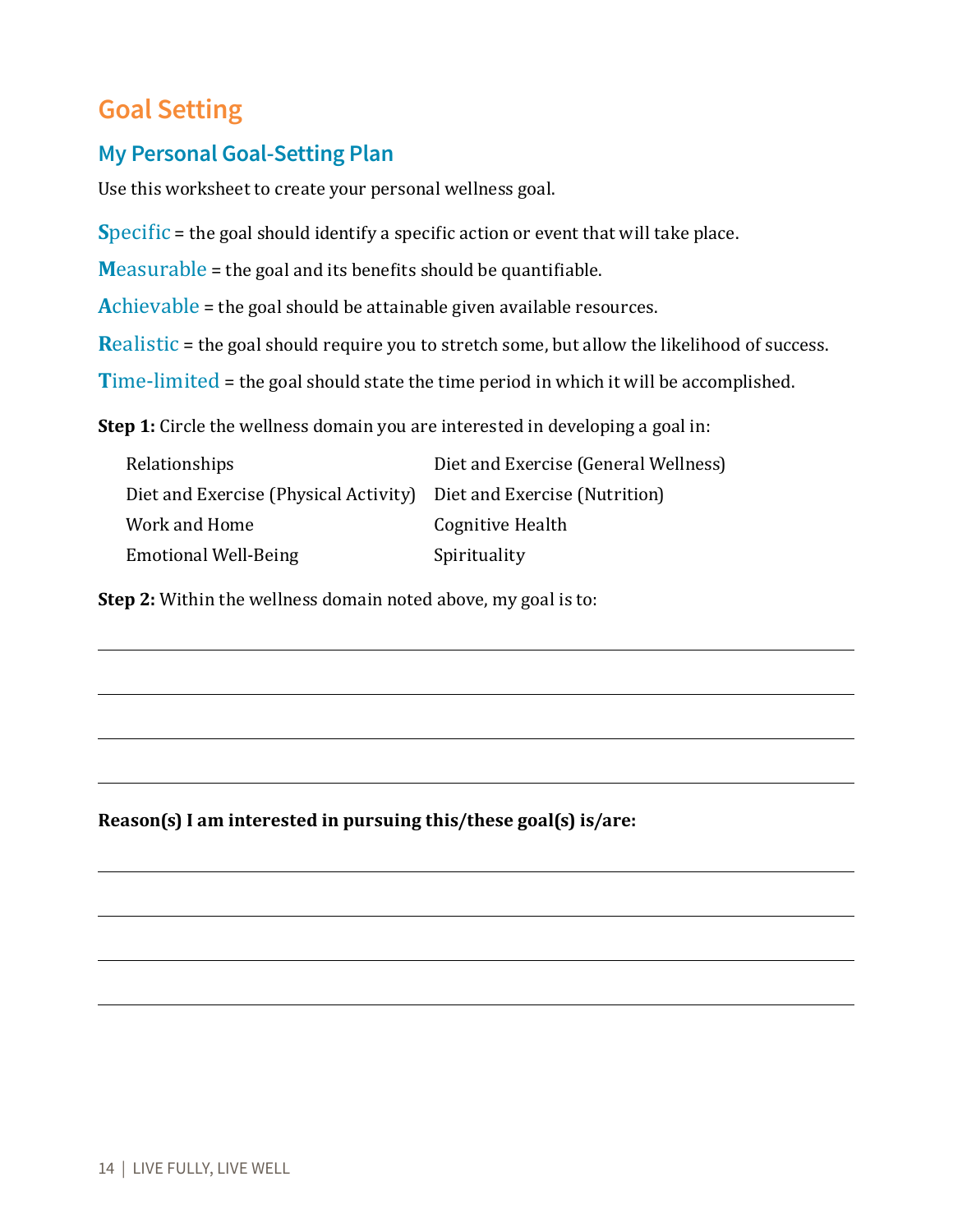# Goal Setting

## My Personal Goal-Setting Plan

Use this worksheet to create your personal wellness goal.

**S**pecific = the goal should identify a specific action or event that will take place.

**M**easurable = the goal and its benefits should be quantifiable.

**A**chievable = the goal should be attainable given available resources.

**R**ealistic = the goal should require you to stretch some, but allow the likelihood of success.

**T**ime-limited = the goal should state the time period in which it will be accomplished.

**Step 1:** Circle the wellness domain you are interested in developing a goal in:

| | |
|---|---|
| Relationships | Diet and Exercise (General Wellness) |
| Diet and Exercise (Physical Activity) | Diet and Exercise (Nutrition) |
| Work and Home | Cognitive Health |
| Emotional Well-Being | Spirituality |

**Step 2:** Within the wellness domain noted above, my goal is to:

______________________________________________

______________________________________________

______________________________________________

______________________________________________

**Reason(s) I am interested in pursuing this/these goal(s) is/are:**

______________________________________________

______________________________________________

______________________________________________

______________________________________________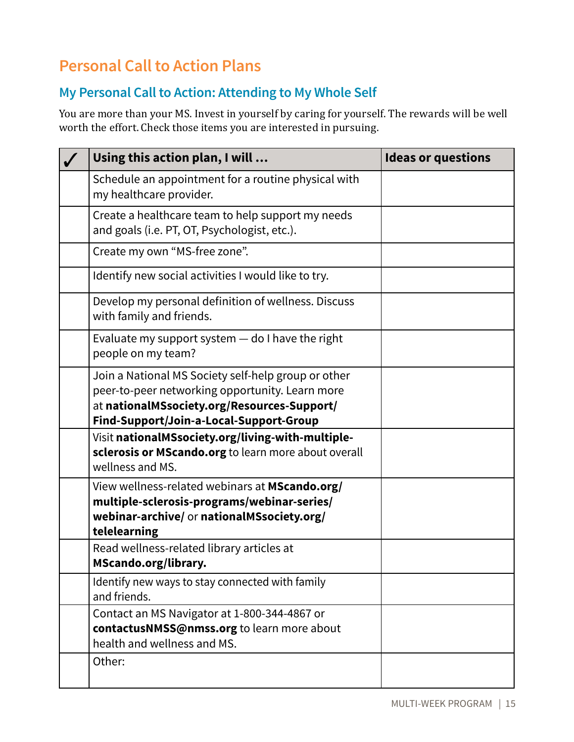# Personal Call to Action Plans

## My Personal Call to Action: Attending to My Whole Self

You are more than your MS. Invest in yourself by caring for yourself. The rewards will be well worth the effort. Check those items you are interested in pursuing.

| ✓ | Using this action plan, I will … | Ideas or questions |
|---|---|---|
| | Schedule an appointment for a routine physical with my healthcare provider. | |
| | Create a healthcare team to help support my needs and goals (i.e. PT, OT, Psychologist, etc.). | |
| | Create my own “MS-free zone”. | |
| | Identify new social activities I would like to try. | |
| | Develop my personal definition of wellness. Discuss with family and friends. | |
| | Evaluate my support system — do I have the right people on my team? | |
| | Join a National MS Society self-help group or other peer-to-peer networking opportunity. Learn more at **nationalMSsociety.org/Resources-Support/Find-Support/Join-a-Local-Support-Group** | |
| | Visit **nationalMSsociety.org/living-with-multiple-sclerosis or MScando.org** to learn more about overall wellness and MS. | |
| | View wellness-related webinars at **MScando.org/multiple-sclerosis-programs/webinar-series/webinar-archive/** or **nationalMSsociety.org/telelearning** | |
| | Read wellness-related library articles at **MScando.org/library.** | |
| | Identify new ways to stay connected with family and friends. | |
| | Contact an MS Navigator at 1-800-344-4867 or **contactusNMSS@nmss.org** to learn more about health and wellness and MS. | |
| | Other: | |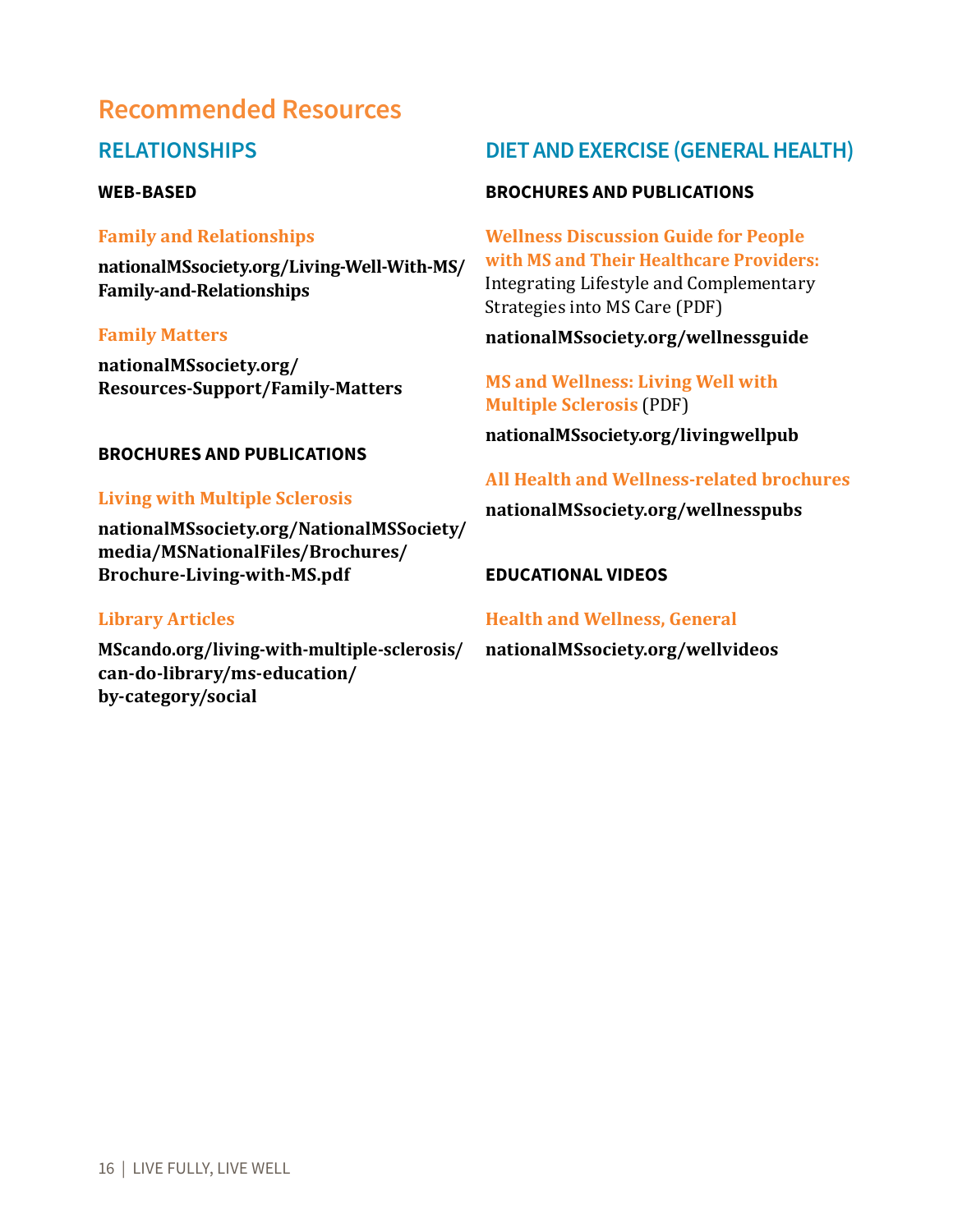# Recommended Resources

## RELATIONSHIPS

### WEB-BASED

**Family and Relationships**

**nationalMSsociety.org/Living-Well-With-MS/Family-and-Relationships**

**Family Matters**

**nationalMSsociety.org/Resources-Support/Family-Matters**

### BROCHURES AND PUBLICATIONS

**Living with Multiple Sclerosis**

**nationalMSsociety.org/NationalMSSociety/media/MSNationalFiles/Brochures/Brochure-Living-with-MS.pdf**

**Library Articles**

**MScando.org/living-with-multiple-sclerosis/can-do-library/ms-education/by-category/social**

## DIET AND EXERCISE (GENERAL HEALTH)

### BROCHURES AND PUBLICATIONS

**Wellness Discussion Guide for People with MS and Their Healthcare Providers:** Integrating Lifestyle and Complementary Strategies into MS Care (PDF)

**nationalMSsociety.org/wellnessguide**

**MS and Wellness: Living Well with Multiple Sclerosis** (PDF)

**nationalMSsociety.org/livingwellpub**

**All Health and Wellness-related brochures**

**nationalMSsociety.org/wellnesspubs**

### EDUCATIONAL VIDEOS

**Health and Wellness, General**

**nationalMSsociety.org/wellvideos**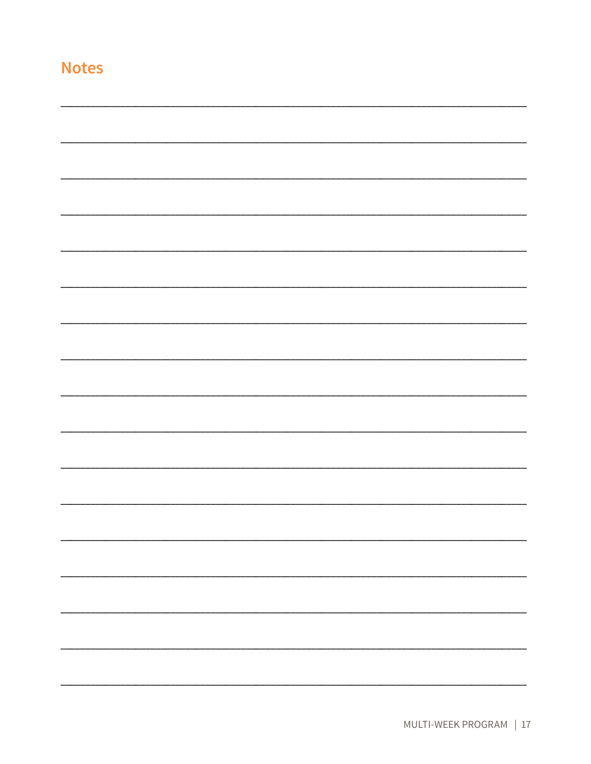## Notes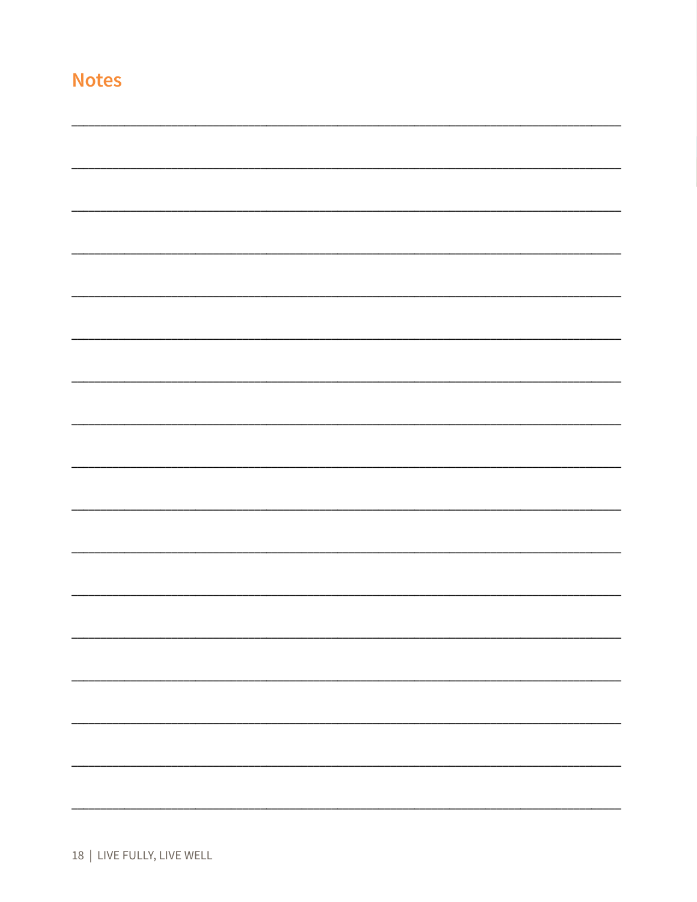## Notes

_______________________________________________________________

_______________________________________________________________

_______________________________________________________________

_______________________________________________________________

_______________________________________________________________

_______________________________________________________________

_______________________________________________________________

_______________________________________________________________

_______________________________________________________________

_______________________________________________________________

_______________________________________________________________

_______________________________________________________________

_______________________________________________________________

_______________________________________________________________

_______________________________________________________________

_______________________________________________________________

_______________________________________________________________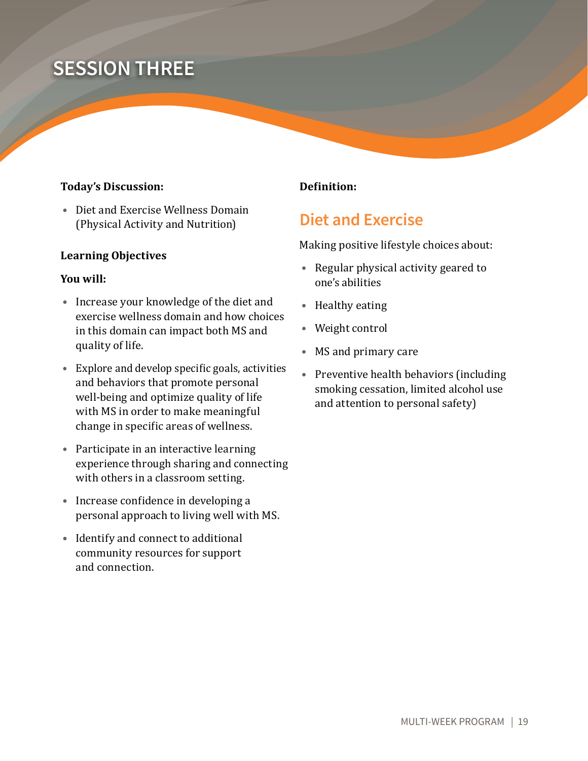# SESSION THREE

**Today's Discussion:**

- Diet and Exercise Wellness Domain (Physical Activity and Nutrition)

**Learning Objectives**

**You will:**

- Increase your knowledge of the diet and exercise wellness domain and how choices in this domain can impact both MS and quality of life.
- Explore and develop specific goals, activities and behaviors that promote personal well-being and optimize quality of life with MS in order to make meaningful change in specific areas of wellness.
- Participate in an interactive learning experience through sharing and connecting with others in a classroom setting.
- Increase confidence in developing a personal approach to living well with MS.
- Identify and connect to additional community resources for support and connection.

**Definition:**

## Diet and Exercise

Making positive lifestyle choices about:

- Regular physical activity geared to one's abilities
- Healthy eating
- Weight control
- MS and primary care
- Preventive health behaviors (including smoking cessation, limited alcohol use and attention to personal safety)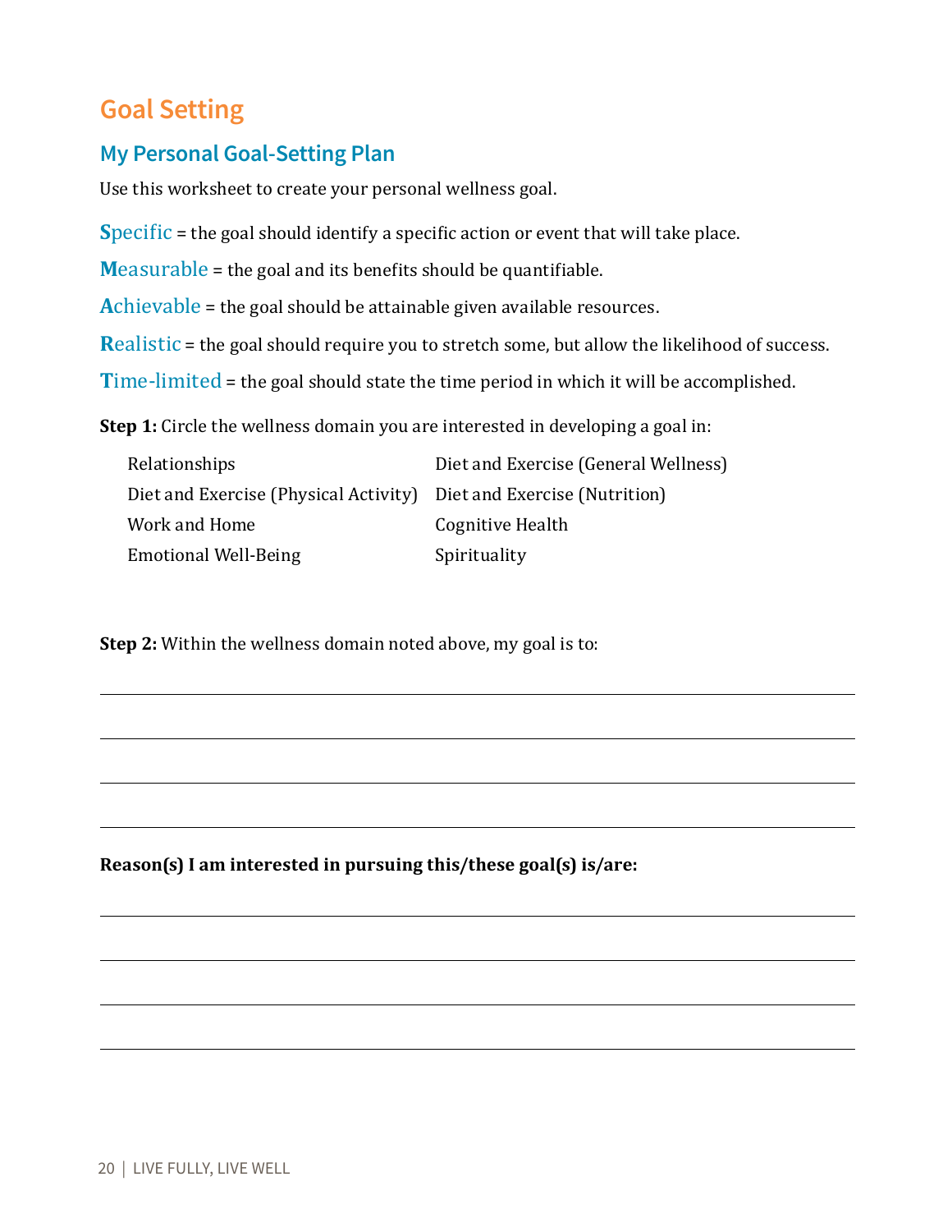# Goal Setting

## My Personal Goal-Setting Plan

Use this worksheet to create your personal wellness goal.

**S**pecific = the goal should identify a specific action or event that will take place.

**M**easurable = the goal and its benefits should be quantifiable.

**A**chievable = the goal should be attainable given available resources.

**R**ealistic = the goal should require you to stretch some, but allow the likelihood of success.

**T**ime-limited = the goal should state the time period in which it will be accomplished.

**Step 1:** Circle the wellness domain you are interested in developing a goal in:

- Relationships
- Diet and Exercise (Physical Activity)
- Work and Home
- Emotional Well-Being
- Diet and Exercise (General Wellness)
- Diet and Exercise (Nutrition)
- Cognitive Health
- Spirituality

**Step 2:** Within the wellness domain noted above, my goal is to:

\_\_\_\_\_\_\_\_\_\_\_\_\_\_\_\_\_\_\_\_\_\_\_\_\_\_\_\_\_\_\_\_\_\_\_\_\_\_\_\_\_\_\_\_\_\_\_\_\_\_\_\_\_\_\_\_\_\_\_\_

\_\_\_\_\_\_\_\_\_\_\_\_\_\_\_\_\_\_\_\_\_\_\_\_\_\_\_\_\_\_\_\_\_\_\_\_\_\_\_\_\_\_\_\_\_\_\_\_\_\_\_\_\_\_\_\_\_\_\_\_

\_\_\_\_\_\_\_\_\_\_\_\_\_\_\_\_\_\_\_\_\_\_\_\_\_\_\_\_\_\_\_\_\_\_\_\_\_\_\_\_\_\_\_\_\_\_\_\_\_\_\_\_\_\_\_\_\_\_\_\_

\_\_\_\_\_\_\_\_\_\_\_\_\_\_\_\_\_\_\_\_\_\_\_\_\_\_\_\_\_\_\_\_\_\_\_\_\_\_\_\_\_\_\_\_\_\_\_\_\_\_\_\_\_\_\_\_\_\_\_\_

**Reason(s) I am interested in pursuing this/these goal(s) is/are:**

\_\_\_\_\_\_\_\_\_\_\_\_\_\_\_\_\_\_\_\_\_\_\_\_\_\_\_\_\_\_\_\_\_\_\_\_\_\_\_\_\_\_\_\_\_\_\_\_\_\_\_\_\_\_\_\_\_\_\_\_

\_\_\_\_\_\_\_\_\_\_\_\_\_\_\_\_\_\_\_\_\_\_\_\_\_\_\_\_\_\_\_\_\_\_\_\_\_\_\_\_\_\_\_\_\_\_\_\_\_\_\_\_\_\_\_\_\_\_\_\_

\_\_\_\_\_\_\_\_\_\_\_\_\_\_\_\_\_\_\_\_\_\_\_\_\_\_\_\_\_\_\_\_\_\_\_\_\_\_\_\_\_\_\_\_\_\_\_\_\_\_\_\_\_\_\_\_\_\_\_\_

\_\_\_\_\_\_\_\_\_\_\_\_\_\_\_\_\_\_\_\_\_\_\_\_\_\_\_\_\_\_\_\_\_\_\_\_\_\_\_\_\_\_\_\_\_\_\_\_\_\_\_\_\_\_\_\_\_\_\_\_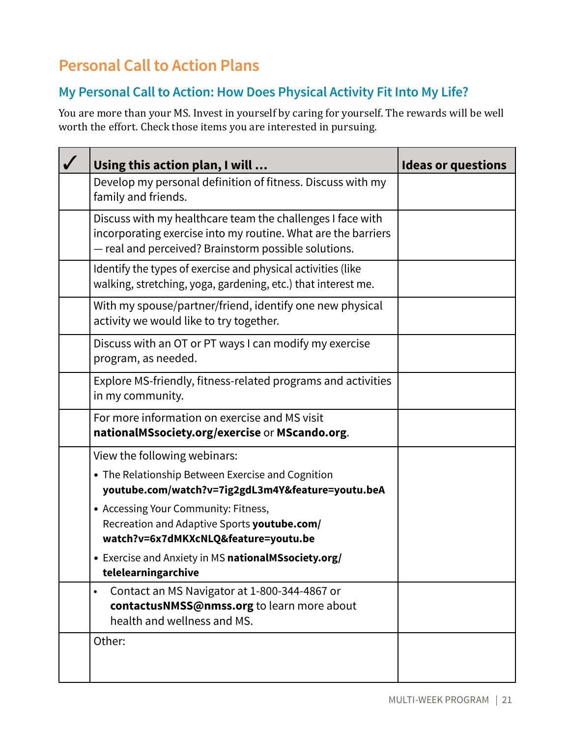## Personal Call to Action Plans

### My Personal Call to Action: How Does Physical Activity Fit Into My Life?

You are more than your MS. Invest in yourself by caring for yourself. The rewards will be well worth the effort. Check those items you are interested in pursuing.

| ✓ | Using this action plan, I will … | Ideas or questions |
|---|---|---|
| | Develop my personal definition of fitness. Discuss with my family and friends. | |
| | Discuss with my healthcare team the challenges I face with incorporating exercise into my routine. What are the barriers — real and perceived? Brainstorm possible solutions. | |
| | Identify the types of exercise and physical activities (like walking, stretching, yoga, gardening, etc.) that interest me. | |
| | With my spouse/partner/friend, identify one new physical activity we would like to try together. | |
| | Discuss with an OT or PT ways I can modify my exercise program, as needed. | |
| | Explore MS-friendly, fitness-related programs and activities in my community. | |
| | For more information on exercise and MS visit **nationalMSsociety.org/exercise** or **MScando.org**. | |
| | View the following webinars:<br>• The Relationship Between Exercise and Cognition **youtube.com/watch?v=7ig2gdL3m4Y&feature=youtu.beA**<br>• Accessing Your Community: Fitness, Recreation and Adaptive Sports **youtube.com/watch?v=6x7dMKXcNLQ&feature=youtu.be**<br>• Exercise and Anxiety in MS **nationalMSsociety.org/telelearningarchive** | |
| | • Contact an MS Navigator at 1-800-344-4867 or **contactusNMSS@nmss.org** to learn more about health and wellness and MS. | |
| | Other: | |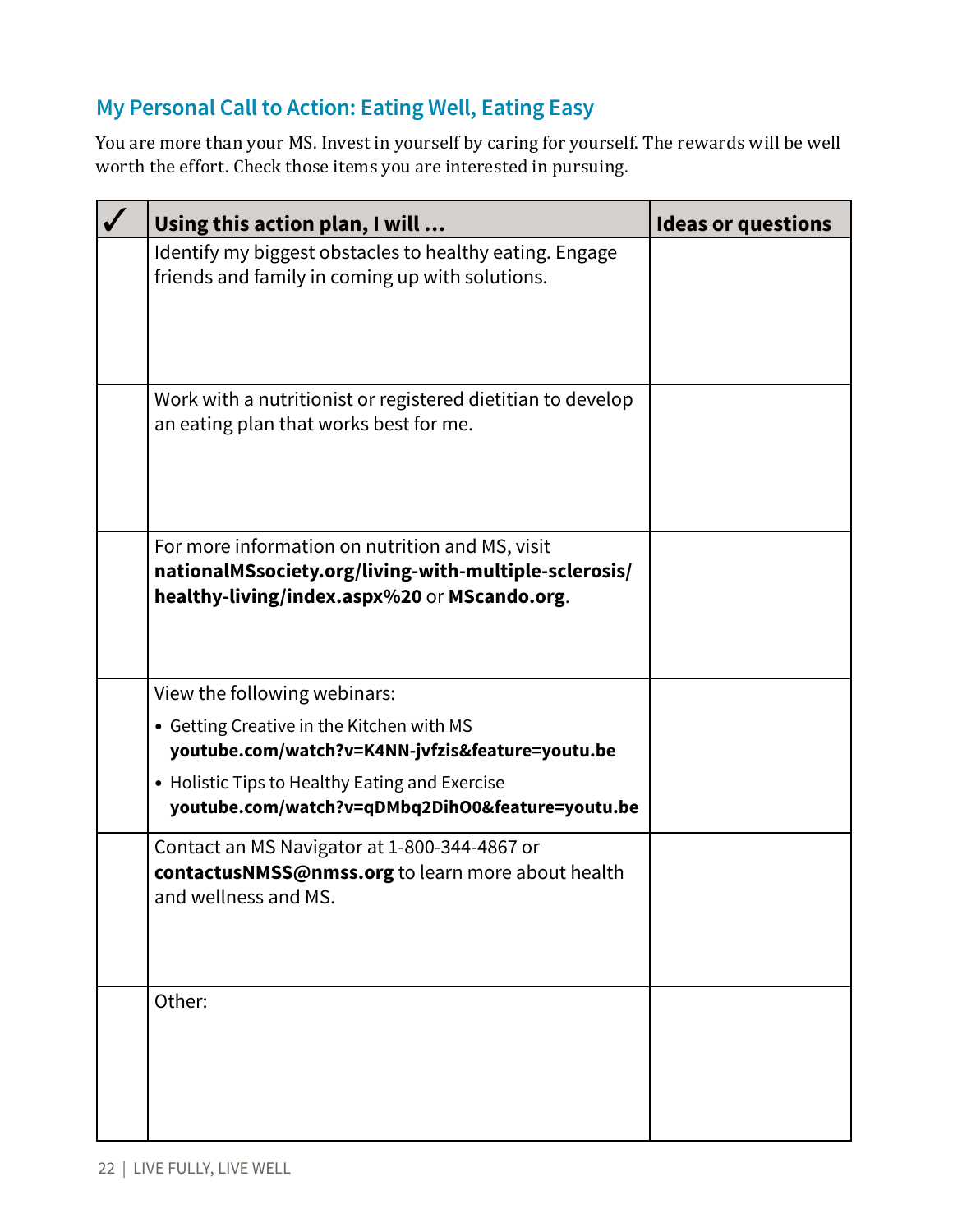## My Personal Call to Action: Eating Well, Eating Easy

You are more than your MS. Invest in yourself by caring for yourself. The rewards will be well worth the effort. Check those items you are interested in pursuing.

| ✓ | Using this action plan, I will ... | Ideas or questions |
|---|---|---|
| | Identify my biggest obstacles to healthy eating. Engage friends and family in coming up with solutions. | |
| | Work with a nutritionist or registered dietitian to develop an eating plan that works best for me. | |
| | For more information on nutrition and MS, visit **nationalMSsociety.org/living-with-multiple-sclerosis/healthy-living/index.aspx%20** or **MScando.org**. | |
| | View the following webinars:<br>• Getting Creative in the Kitchen with MS **youtube.com/watch?v=K4NN-jvfzis&feature=youtu.be**<br>• Holistic Tips to Healthy Eating and Exercise **youtube.com/watch?v=qDMbq2DihO0&feature=youtu.be** | |
| | Contact an MS Navigator at 1-800-344-4867 or **contactusNMSS@nmss.org** to learn more about health and wellness and MS. | |
| | Other: | |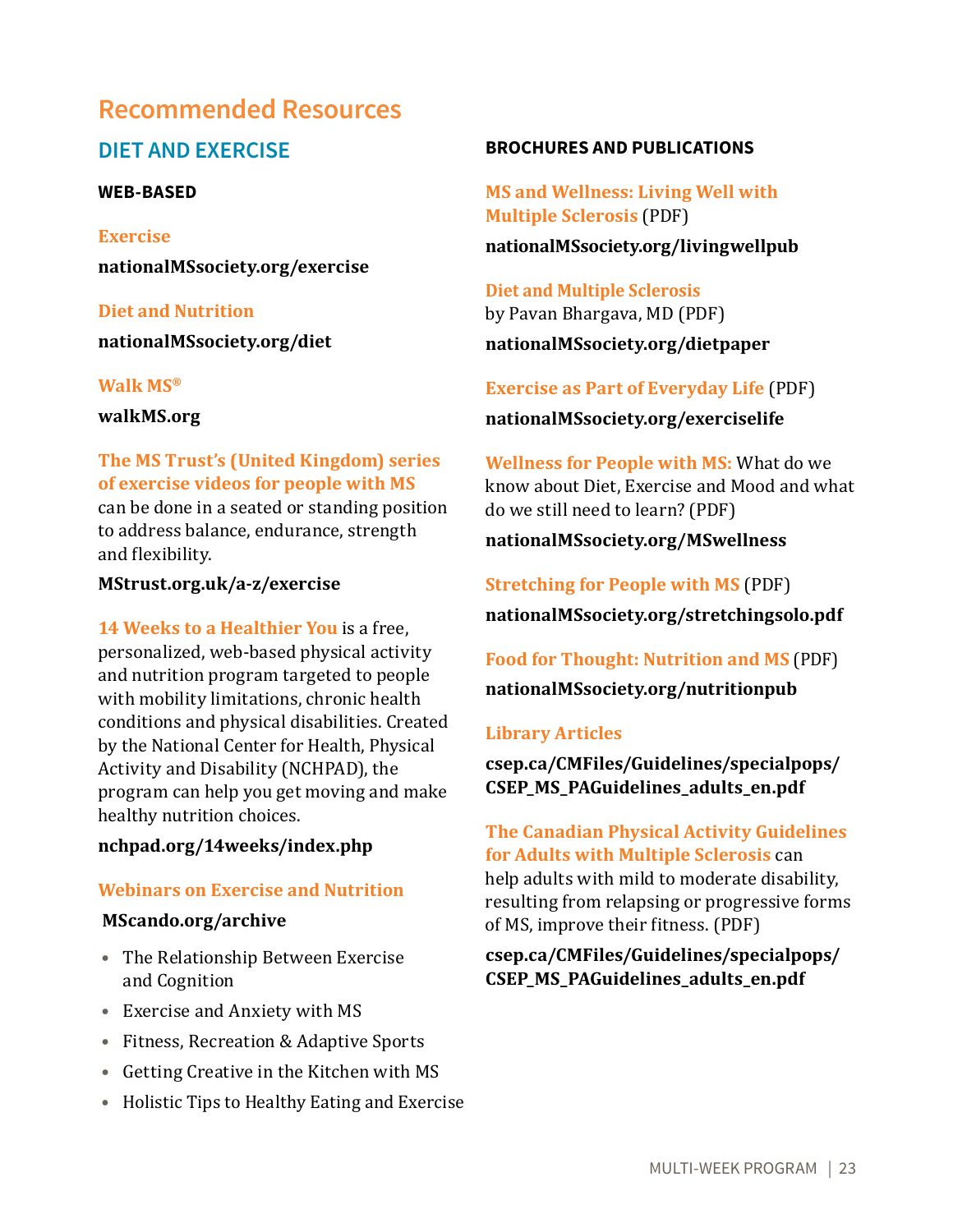# Recommended Resources

## DIET AND EXERCISE

### WEB-BASED

**Exercise**

**nationalMSsociety.org/exercise**

**Diet and Nutrition**

**nationalMSsociety.org/diet**

**Walk MS®**

**walkMS.org**

**The MS Trust's (United Kingdom) series of exercise videos for people with MS** can be done in a seated or standing position to address balance, endurance, strength and flexibility.

**MStrust.org.uk/a-z/exercise**

**14 Weeks to a Healthier You** is a free, personalized, web-based physical activity and nutrition program targeted to people with mobility limitations, chronic health conditions and physical disabilities. Created by the National Center for Health, Physical Activity and Disability (NCHPAD), the program can help you get moving and make healthy nutrition choices.

**nchpad.org/14weeks/index.php**

**Webinars on Exercise and Nutrition**

**MScando.org/archive**

- The Relationship Between Exercise and Cognition
- Exercise and Anxiety with MS
- Fitness, Recreation & Adaptive Sports
- Getting Creative in the Kitchen with MS
- Holistic Tips to Healthy Eating and Exercise

### BROCHURES AND PUBLICATIONS

**MS and Wellness: Living Well with Multiple Sclerosis** (PDF)

**nationalMSsociety.org/livingwellpub**

**Diet and Multiple Sclerosis**
by Pavan Bhargava, MD (PDF)

**nationalMSsociety.org/dietpaper**

**Exercise as Part of Everyday Life** (PDF)

**nationalMSsociety.org/exerciselife**

**Wellness for People with MS:** What do we know about Diet, Exercise and Mood and what do we still need to learn? (PDF)

**nationalMSsociety.org/MSwellness**

**Stretching for People with MS** (PDF)

**nationalMSsociety.org/stretchingsolo.pdf**

**Food for Thought: Nutrition and MS** (PDF)

**nationalMSsociety.org/nutritionpub**

**Library Articles**

**csep.ca/CMFiles/Guidelines/specialpops/CSEP_MS_PAGuidelines_adults_en.pdf**

**The Canadian Physical Activity Guidelines for Adults with Multiple Sclerosis** can help adults with mild to moderate disability, resulting from relapsing or progressive forms of MS, improve their fitness. (PDF)

**csep.ca/CMFiles/Guidelines/specialpops/CSEP_MS_PAGuidelines_adults_en.pdf**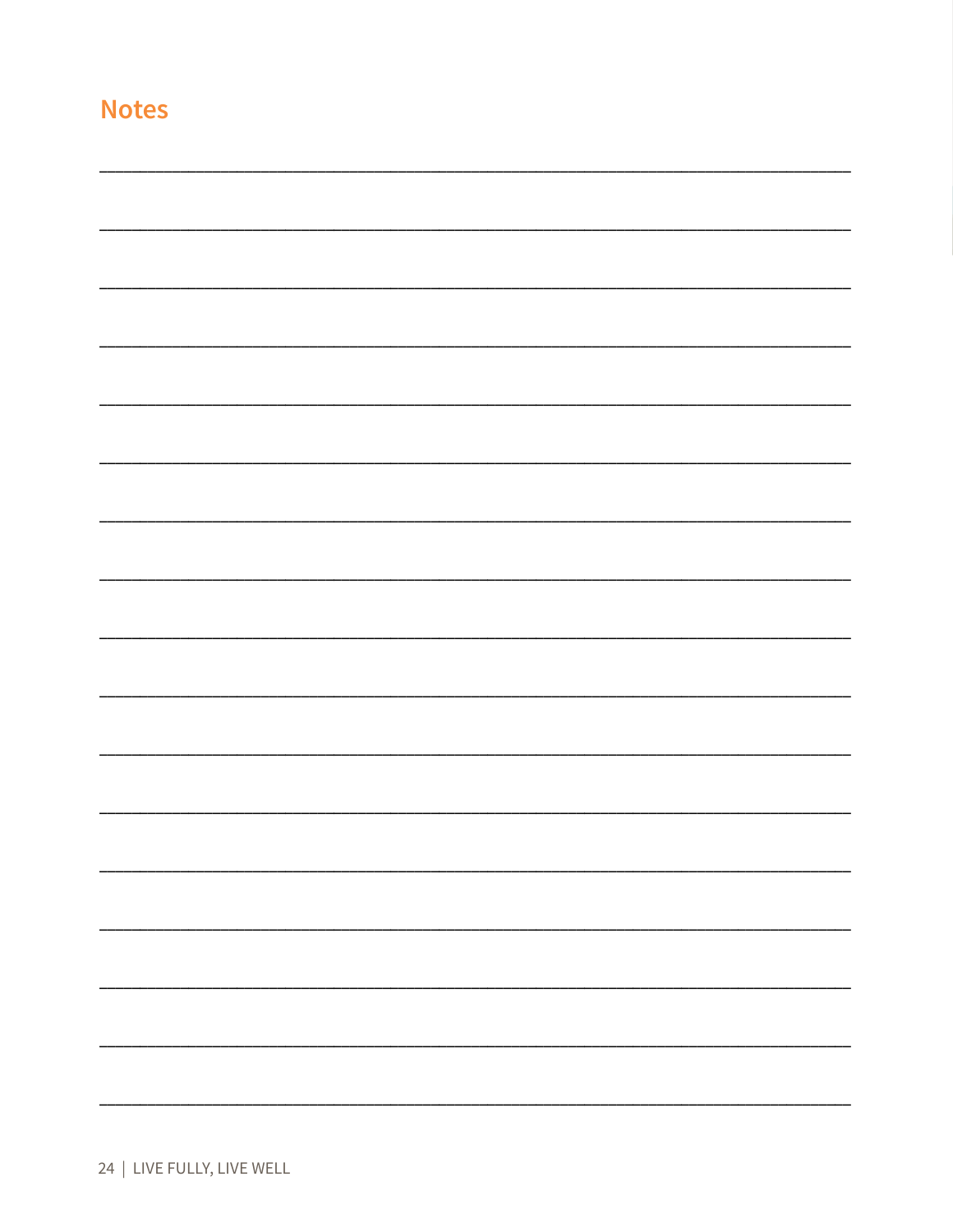## Notes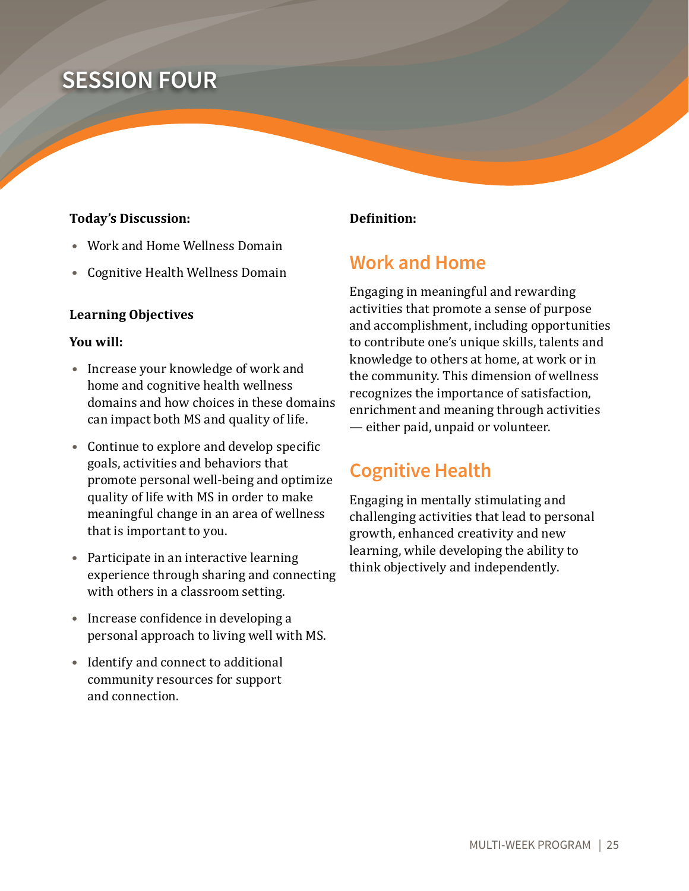# SESSION FOUR

**Today's Discussion:**

- Work and Home Wellness Domain
- Cognitive Health Wellness Domain

**Learning Objectives**

**You will:**

- Increase your knowledge of work and home and cognitive health wellness domains and how choices in these domains can impact both MS and quality of life.
- Continue to explore and develop specific goals, activities and behaviors that promote personal well-being and optimize quality of life with MS in order to make meaningful change in an area of wellness that is important to you.
- Participate in an interactive learning experience through sharing and connecting with others in a classroom setting.
- Increase confidence in developing a personal approach to living well with MS.
- Identify and connect to additional community resources for support and connection.

**Definition:**

## Work and Home

Engaging in meaningful and rewarding activities that promote a sense of purpose and accomplishment, including opportunities to contribute one's unique skills, talents and knowledge to others at home, at work or in the community. This dimension of wellness recognizes the importance of satisfaction, enrichment and meaning through activities — either paid, unpaid or volunteer.

## Cognitive Health

Engaging in mentally stimulating and challenging activities that lead to personal growth, enhanced creativity and new learning, while developing the ability to think objectively and independently.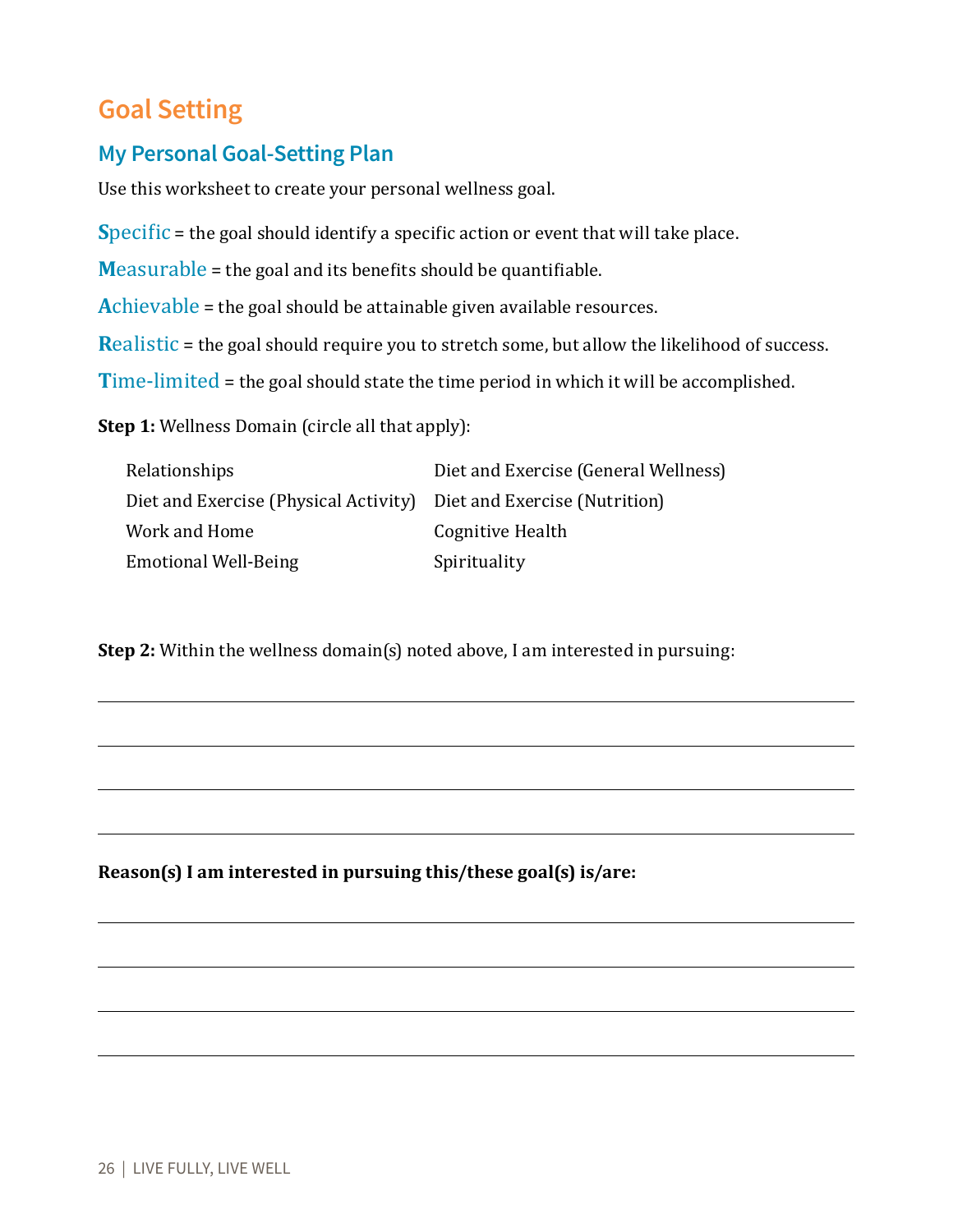## Goal Setting

### My Personal Goal-Setting Plan

Use this worksheet to create your personal wellness goal.

**S**pecific = the goal should identify a specific action or event that will take place.

**M**easurable = the goal and its benefits should be quantifiable.

**A**chievable = the goal should be attainable given available resources.

**R**ealistic = the goal should require you to stretch some, but allow the likelihood of success.

**T**ime-limited = the goal should state the time period in which it will be accomplished.

**Step 1:** Wellness Domain (circle all that apply):

| | |
|---|---|
| Relationships | Diet and Exercise (General Wellness) |
| Diet and Exercise (Physical Activity) | Diet and Exercise (Nutrition) |
| Work and Home | Cognitive Health |
| Emotional Well-Being | Spirituality |

**Step 2:** Within the wellness domain(s) noted above, I am interested in pursuing:

\_\_\_\_\_\_\_\_\_\_\_\_\_\_\_\_\_\_\_\_\_\_\_\_\_\_\_\_\_\_\_\_\_\_\_\_\_\_\_\_\_\_\_\_\_\_\_\_

\_\_\_\_\_\_\_\_\_\_\_\_\_\_\_\_\_\_\_\_\_\_\_\_\_\_\_\_\_\_\_\_\_\_\_\_\_\_\_\_\_\_\_\_\_\_\_\_

\_\_\_\_\_\_\_\_\_\_\_\_\_\_\_\_\_\_\_\_\_\_\_\_\_\_\_\_\_\_\_\_\_\_\_\_\_\_\_\_\_\_\_\_\_\_\_\_

\_\_\_\_\_\_\_\_\_\_\_\_\_\_\_\_\_\_\_\_\_\_\_\_\_\_\_\_\_\_\_\_\_\_\_\_\_\_\_\_\_\_\_\_\_\_\_\_

**Reason(s) I am interested in pursuing this/these goal(s) is/are:**

\_\_\_\_\_\_\_\_\_\_\_\_\_\_\_\_\_\_\_\_\_\_\_\_\_\_\_\_\_\_\_\_\_\_\_\_\_\_\_\_\_\_\_\_\_\_\_\_

\_\_\_\_\_\_\_\_\_\_\_\_\_\_\_\_\_\_\_\_\_\_\_\_\_\_\_\_\_\_\_\_\_\_\_\_\_\_\_\_\_\_\_\_\_\_\_\_

\_\_\_\_\_\_\_\_\_\_\_\_\_\_\_\_\_\_\_\_\_\_\_\_\_\_\_\_\_\_\_\_\_\_\_\_\_\_\_\_\_\_\_\_\_\_\_\_

\_\_\_\_\_\_\_\_\_\_\_\_\_\_\_\_\_\_\_\_\_\_\_\_\_\_\_\_\_\_\_\_\_\_\_\_\_\_\_\_\_\_\_\_\_\_\_\_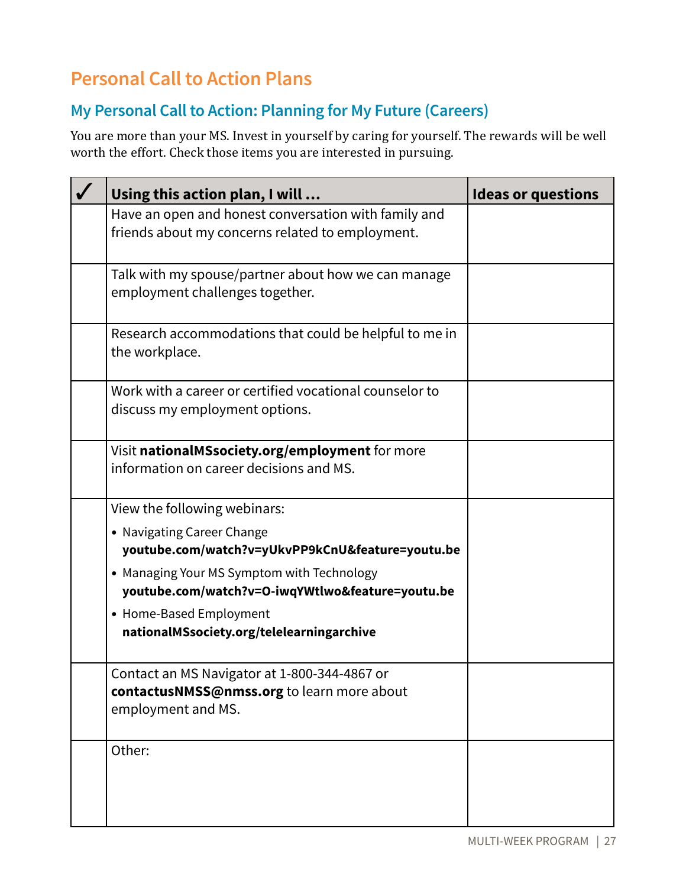# Personal Call to Action Plans

## My Personal Call to Action: Planning for My Future (Careers)

You are more than your MS. Invest in yourself by caring for yourself. The rewards will be well worth the effort. Check those items you are interested in pursuing.

| ✓ | Using this action plan, I will … | Ideas or questions |
|---|---|---|
| | Have an open and honest conversation with family and friends about my concerns related to employment. | |
| | Talk with my spouse/partner about how we can manage employment challenges together. | |
| | Research accommodations that could be helpful to me in the workplace. | |
| | Work with a career or certified vocational counselor to discuss my employment options. | |
| | Visit **nationalMSsociety.org/employment** for more information on career decisions and MS. | |
| | View the following webinars:<br>• Navigating Career Change **youtube.com/watch?v=yUkvPP9kCnU&feature=youtu.be**<br>• Managing Your MS Symptom with Technology **youtube.com/watch?v=O-iwqYWtlwo&feature=youtu.be**<br>• Home-Based Employment **nationalMSsociety.org/telelearningarchive** | |
| | Contact an MS Navigator at 1-800-344-4867 or **contactusNMSS@nmss.org** to learn more about employment and MS. | |
| | Other: | |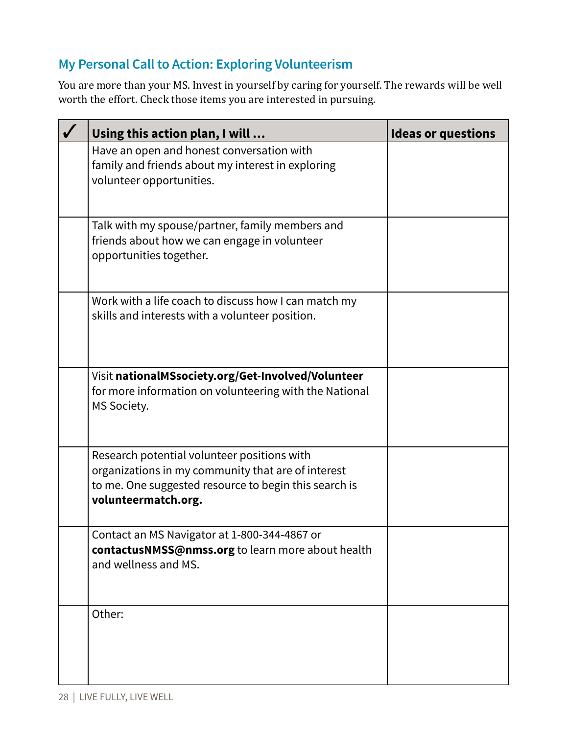## My Personal Call to Action: Exploring Volunteerism

You are more than your MS. Invest in yourself by caring for yourself. The rewards will be well worth the effort. Check those items you are interested in pursuing.

| ✓ | Using this action plan, I will … | Ideas or questions |
|---|---|---|
| | Have an open and honest conversation with family and friends about my interest in exploring volunteer opportunities. | |
| | Talk with my spouse/partner, family members and friends about how we can engage in volunteer opportunities together. | |
| | Work with a life coach to discuss how I can match my skills and interests with a volunteer position. | |
| | Visit **nationalMSsociety.org/Get-Involved/Volunteer** for more information on volunteering with the National MS Society. | |
| | Research potential volunteer positions with organizations in my community that are of interest to me. One suggested resource to begin this search is **volunteermatch.org.** | |
| | Contact an MS Navigator at 1-800-344-4867 or **contactusNMSS@nmss.org** to learn more about health and wellness and MS. | |
| | Other: | |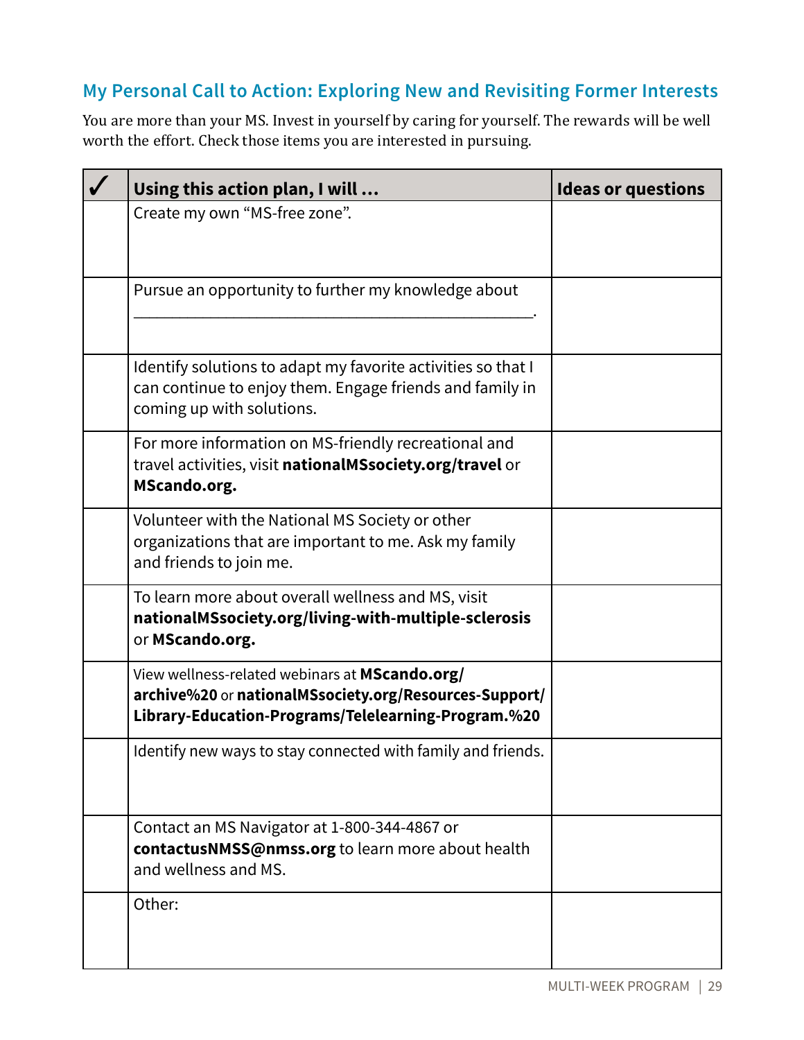## My Personal Call to Action: Exploring New and Revisiting Former Interests

You are more than your MS. Invest in yourself by caring for yourself. The rewards will be well worth the effort. Check those items you are interested in pursuing.

| ✓ | Using this action plan, I will … | Ideas or questions |
|---|---|---|
| | Create my own "MS-free zone". | |
| | Pursue an opportunity to further my knowledge about \_\_\_\_\_\_\_\_\_\_\_\_\_\_\_\_\_\_\_\_\_\_\_\_\_\_\_\_\_\_\_\_\_\_\_\_\_\_\_\_\_\_\_\_\_\_\_\_. | |
| | Identify solutions to adapt my favorite activities so that I can continue to enjoy them. Engage friends and family in coming up with solutions. | |
| | For more information on MS-friendly recreational and travel activities, visit **nationalMSsociety.org/travel** or **MScando.org.** | |
| | Volunteer with the National MS Society or other organizations that are important to me. Ask my family and friends to join me. | |
| | To learn more about overall wellness and MS, visit **nationalMSsociety.org/living-with-multiple-sclerosis** or **MScando.org.** | |
| | View wellness-related webinars at **MScando.org/archive%20** or **nationalMSsociety.org/Resources-Support/Library-Education-Programs/Telelearning-Program.%20** | |
| | Identify new ways to stay connected with family and friends. | |
| | Contact an MS Navigator at 1-800-344-4867 or **contactusNMSS@nmss.org** to learn more about health and wellness and MS. | |
| | Other: | |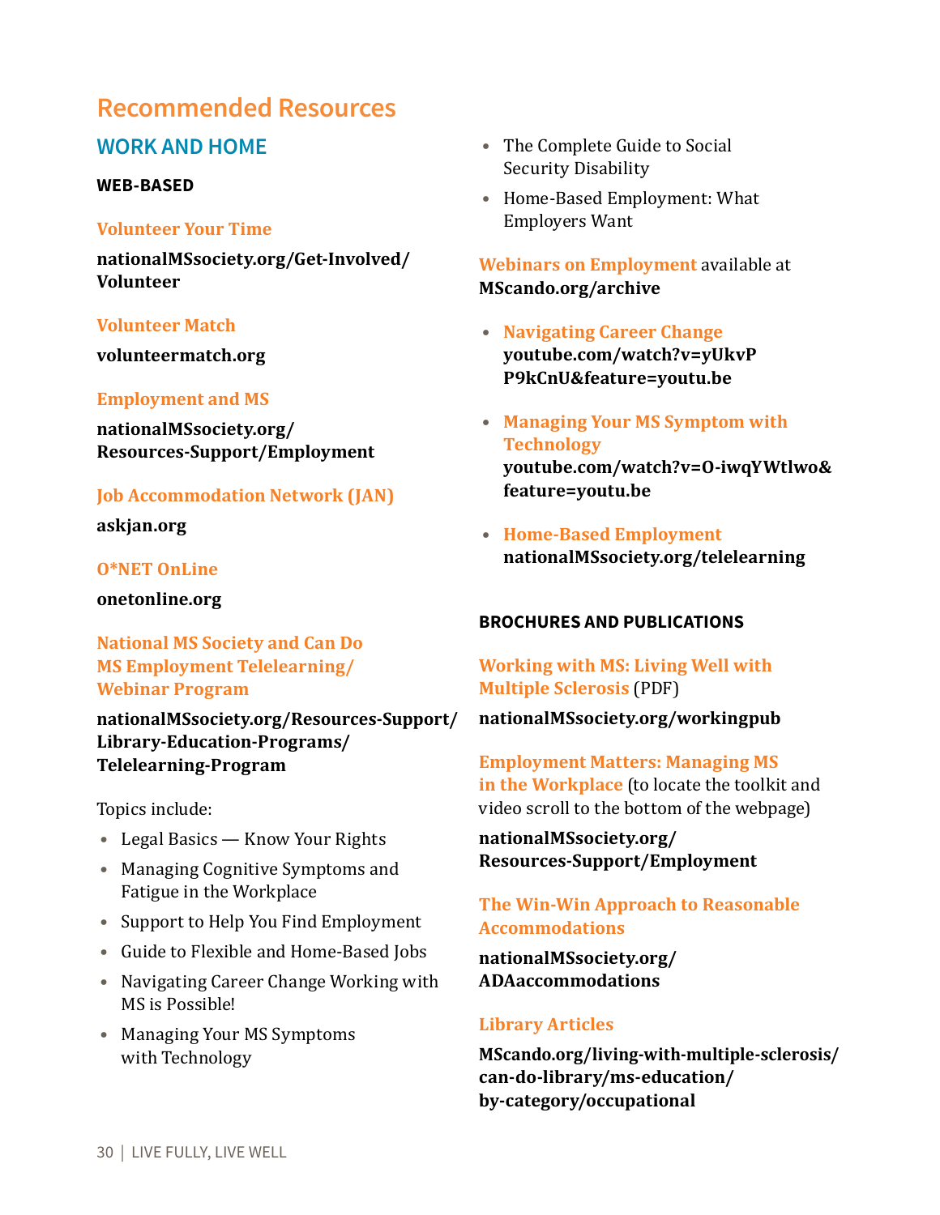# Recommended Resources

## WORK AND HOME

### WEB-BASED

**Volunteer Your Time**

**nationalMSsociety.org/Get-Involved/Volunteer**

**Volunteer Match**

**volunteermatch.org**

**Employment and MS**

**nationalMSsociety.org/Resources-Support/Employment**

**Job Accommodation Network (JAN)**

**askjan.org**

**O*NET OnLine**

**onetonline.org**

**National MS Society and Can Do MS Employment Telelearning/Webinar Program**

**nationalMSsociety.org/Resources-Support/Library-Education-Programs/Telelearning-Program**

Topics include:

- Legal Basics — Know Your Rights
- Managing Cognitive Symptoms and Fatigue in the Workplace
- Support to Help You Find Employment
- Guide to Flexible and Home-Based Jobs
- Navigating Career Change Working with MS is Possible!
- Managing Your MS Symptoms with Technology
- The Complete Guide to Social Security Disability
- Home-Based Employment: What Employers Want

**Webinars on Employment** available at **MScando.org/archive**

- **Navigating Career Change** **youtube.com/watch?v=yUkvPP9kCnU&feature=youtu.be**
- **Managing Your MS Symptom with Technology** **youtube.com/watch?v=O-iwqYWtlwo&feature=youtu.be**
- **Home-Based Employment** **nationalMSsociety.org/telelearning**

### BROCHURES AND PUBLICATIONS

**Working with MS: Living Well with Multiple Sclerosis** (PDF)

**nationalMSsociety.org/workingpub**

**Employment Matters: Managing MS in the Workplace** (to locate the toolkit and video scroll to the bottom of the webpage)

**nationalMSsociety.org/Resources-Support/Employment**

**The Win-Win Approach to Reasonable Accommodations**

**nationalMSsociety.org/ADAaccommodations**

**Library Articles**

**MScando.org/living-with-multiple-sclerosis/can-do-library/ms-education/by-category/occupational**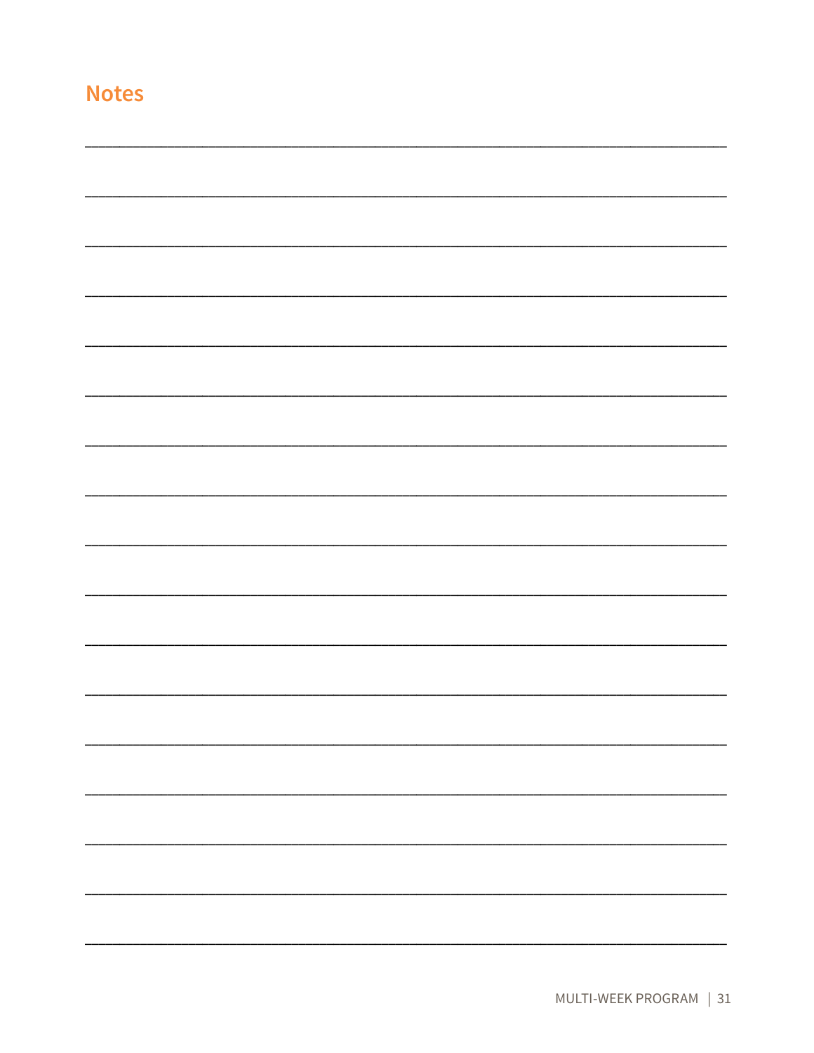## Notes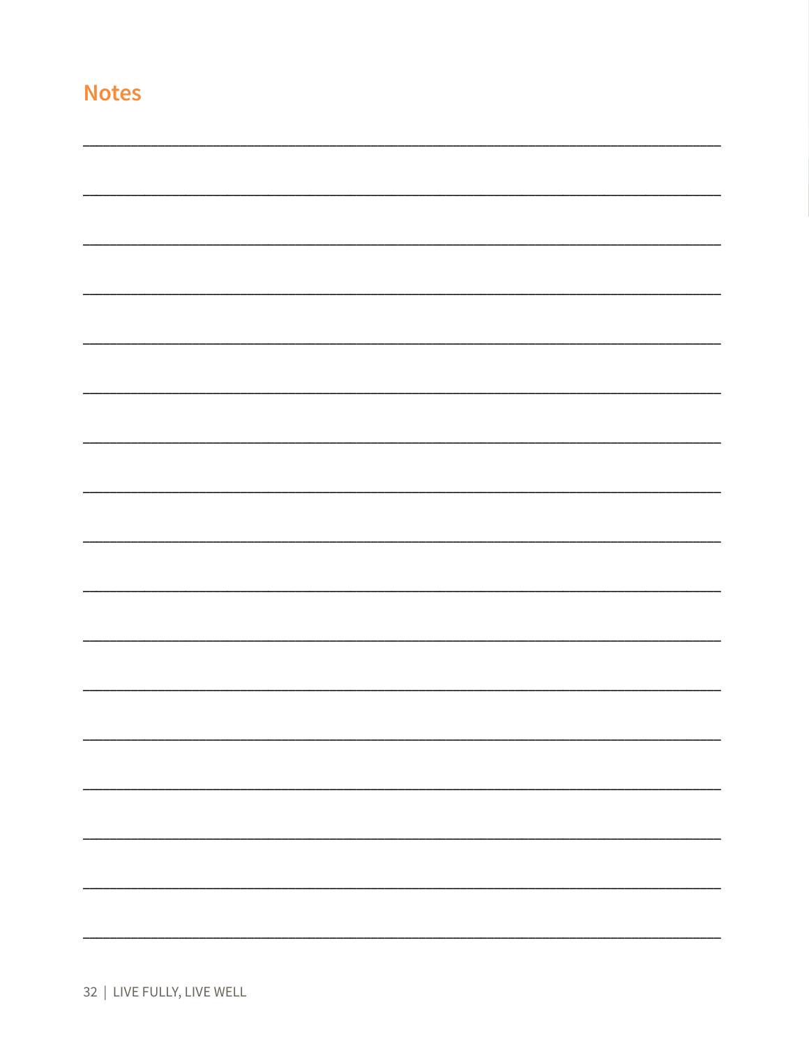## Notes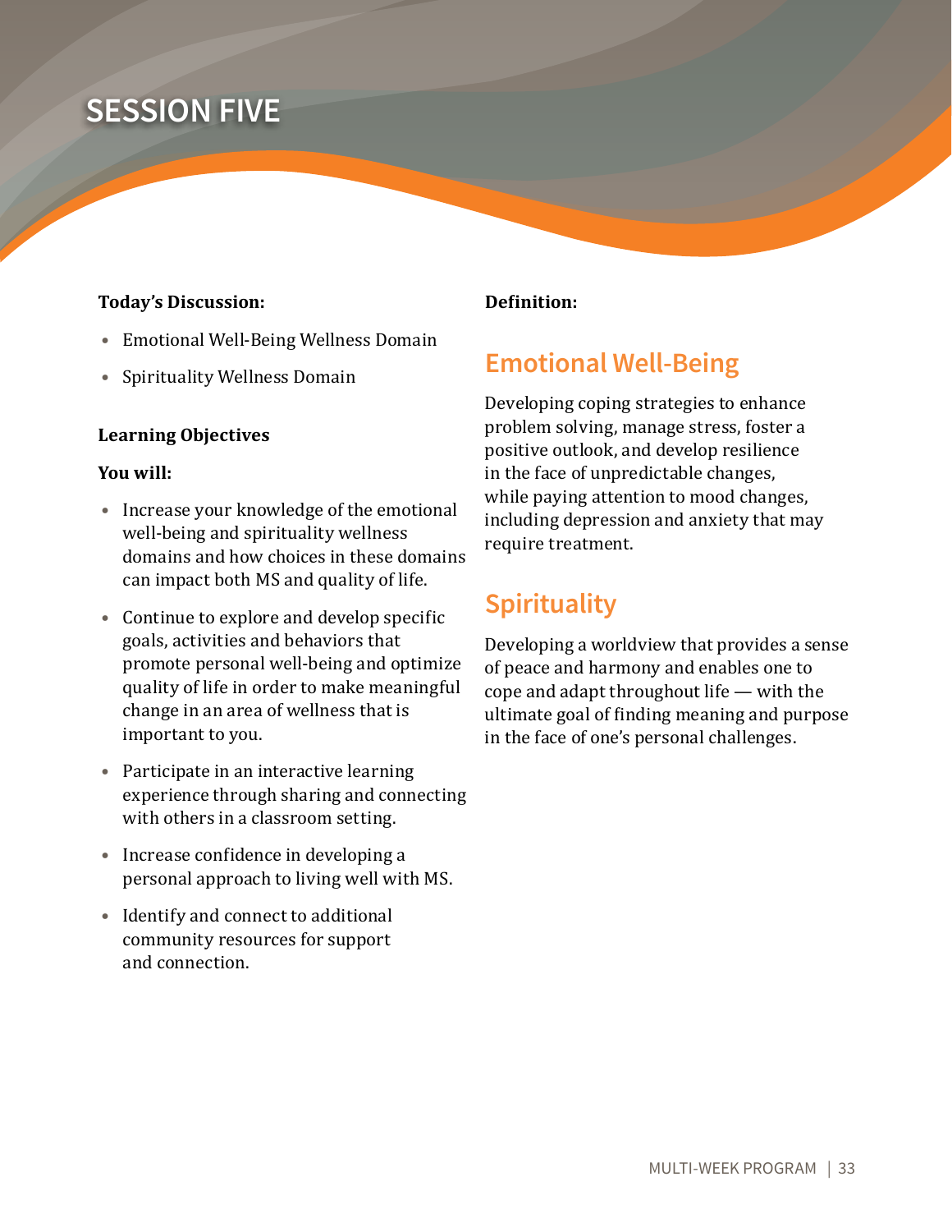# SESSION FIVE

**Today's Discussion:**

- Emotional Well-Being Wellness Domain
- Spirituality Wellness Domain

**Learning Objectives**

**You will:**

- Increase your knowledge of the emotional well-being and spirituality wellness domains and how choices in these domains can impact both MS and quality of life.
- Continue to explore and develop specific goals, activities and behaviors that promote personal well-being and optimize quality of life in order to make meaningful change in an area of wellness that is important to you.
- Participate in an interactive learning experience through sharing and connecting with others in a classroom setting.
- Increase confidence in developing a personal approach to living well with MS.
- Identify and connect to additional community resources for support and connection.

**Definition:**

## Emotional Well-Being

Developing coping strategies to enhance problem solving, manage stress, foster a positive outlook, and develop resilience in the face of unpredictable changes, while paying attention to mood changes, including depression and anxiety that may require treatment.

## Spirituality

Developing a worldview that provides a sense of peace and harmony and enables one to cope and adapt throughout life — with the ultimate goal of finding meaning and purpose in the face of one's personal challenges.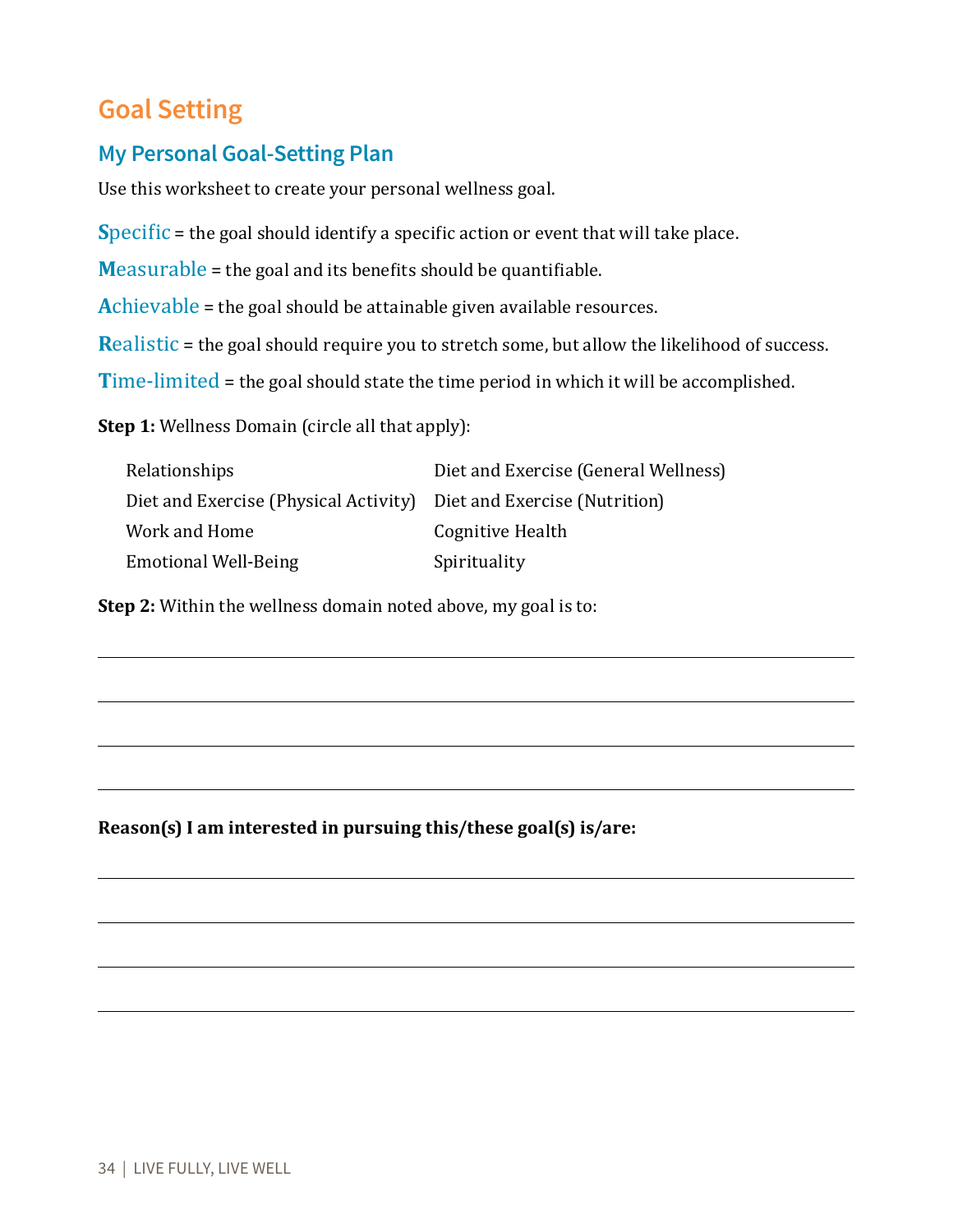# Goal Setting

## My Personal Goal-Setting Plan

Use this worksheet to create your personal wellness goal.

**S**pecific = the goal should identify a specific action or event that will take place.

**M**easurable = the goal and its benefits should be quantifiable.

**A**chievable = the goal should be attainable given available resources.

**R**ealistic = the goal should require you to stretch some, but allow the likelihood of success.

**T**ime-limited = the goal should state the time period in which it will be accomplished.

**Step 1:** Wellness Domain (circle all that apply):

- Relationships
- Diet and Exercise (Physical Activity)
- Work and Home
- Emotional Well-Being
- Diet and Exercise (General Wellness)
- Diet and Exercise (Nutrition)
- Cognitive Health
- Spirituality

**Step 2:** Within the wellness domain noted above, my goal is to:

\_\_\_\_\_\_\_\_\_\_\_\_\_\_\_\_\_\_\_\_\_\_\_\_\_\_\_\_\_\_\_\_\_\_\_\_\_\_\_\_\_\_\_\_\_\_\_\_\_\_\_\_\_\_\_\_\_\_\_\_

\_\_\_\_\_\_\_\_\_\_\_\_\_\_\_\_\_\_\_\_\_\_\_\_\_\_\_\_\_\_\_\_\_\_\_\_\_\_\_\_\_\_\_\_\_\_\_\_\_\_\_\_\_\_\_\_\_\_\_\_

\_\_\_\_\_\_\_\_\_\_\_\_\_\_\_\_\_\_\_\_\_\_\_\_\_\_\_\_\_\_\_\_\_\_\_\_\_\_\_\_\_\_\_\_\_\_\_\_\_\_\_\_\_\_\_\_\_\_\_\_

\_\_\_\_\_\_\_\_\_\_\_\_\_\_\_\_\_\_\_\_\_\_\_\_\_\_\_\_\_\_\_\_\_\_\_\_\_\_\_\_\_\_\_\_\_\_\_\_\_\_\_\_\_\_\_\_\_\_\_\_

**Reason(s) I am interested in pursuing this/these goal(s) is/are:**

\_\_\_\_\_\_\_\_\_\_\_\_\_\_\_\_\_\_\_\_\_\_\_\_\_\_\_\_\_\_\_\_\_\_\_\_\_\_\_\_\_\_\_\_\_\_\_\_\_\_\_\_\_\_\_\_\_\_\_\_

\_\_\_\_\_\_\_\_\_\_\_\_\_\_\_\_\_\_\_\_\_\_\_\_\_\_\_\_\_\_\_\_\_\_\_\_\_\_\_\_\_\_\_\_\_\_\_\_\_\_\_\_\_\_\_\_\_\_\_\_

\_\_\_\_\_\_\_\_\_\_\_\_\_\_\_\_\_\_\_\_\_\_\_\_\_\_\_\_\_\_\_\_\_\_\_\_\_\_\_\_\_\_\_\_\_\_\_\_\_\_\_\_\_\_\_\_\_\_\_\_

\_\_\_\_\_\_\_\_\_\_\_\_\_\_\_\_\_\_\_\_\_\_\_\_\_\_\_\_\_\_\_\_\_\_\_\_\_\_\_\_\_\_\_\_\_\_\_\_\_\_\_\_\_\_\_\_\_\_\_\_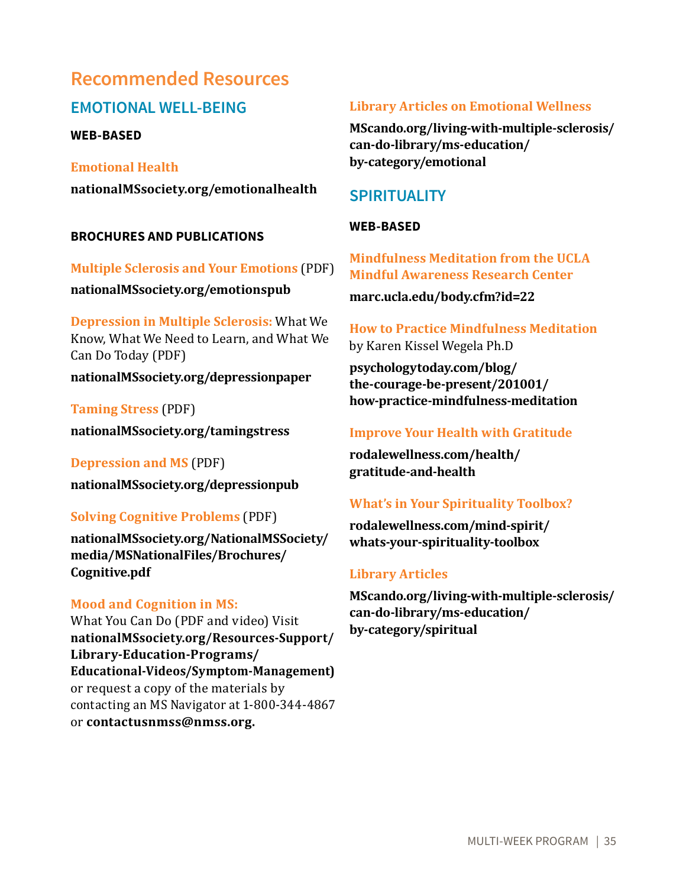# Recommended Resources

## EMOTIONAL WELL-BEING

### WEB-BASED

**Emotional Health**

**nationalMSsociety.org/emotionalhealth**

### BROCHURES AND PUBLICATIONS

**Multiple Sclerosis and Your Emotions** (PDF)

**nationalMSsociety.org/emotionspub**

**Depression in Multiple Sclerosis:** What We Know, What We Need to Learn, and What We Can Do Today (PDF)

**nationalMSsociety.org/depressionpaper**

**Taming Stress** (PDF)

**nationalMSsociety.org/tamingstress**

**Depression and MS** (PDF)

**nationalMSsociety.org/depressionpub**

**Solving Cognitive Problems** (PDF)

**nationalMSsociety.org/NationalMSSociety/media/MSNationalFiles/Brochures/Cognitive.pdf**

**Mood and Cognition in MS:**
What You Can Do (PDF and video) Visit **nationalMSsociety.org/Resources-Support/Library-Education-Programs/Educational-Videos/Symptom-Management)** or request a copy of the materials by contacting an MS Navigator at 1-800-344-4867 or **contactusnmss@nmss.org.**

**Library Articles on Emotional Wellness**

**MScando.org/living-with-multiple-sclerosis/can-do-library/ms-education/by-category/emotional**

## SPIRITUALITY

### WEB-BASED

**Mindfulness Meditation from the UCLA Mindful Awareness Research Center**

**marc.ucla.edu/body.cfm?id=22**

**How to Practice Mindfulness Meditation**
by Karen Kissel Wegela Ph.D

**psychologytoday.com/blog/the-courage-be-present/201001/how-practice-mindfulness-meditation**

**Improve Your Health with Gratitude**

**rodalewellness.com/health/gratitude-and-health**

**What's in Your Spirituality Toolbox?**

**rodalewellness.com/mind-spirit/whats-your-spirituality-toolbox**

**Library Articles**

**MScando.org/living-with-multiple-sclerosis/can-do-library/ms-education/by-category/spiritual**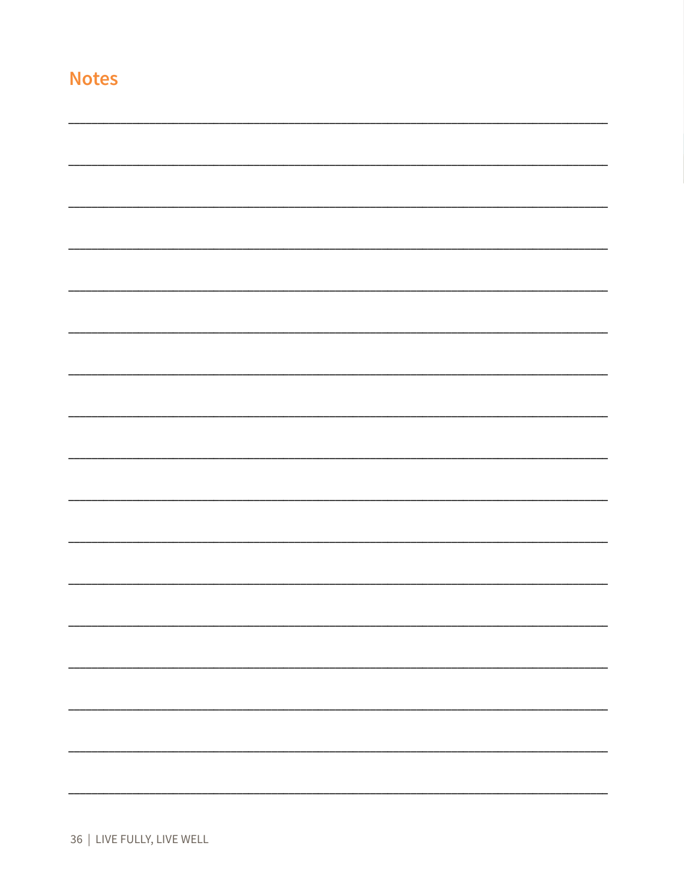## Notes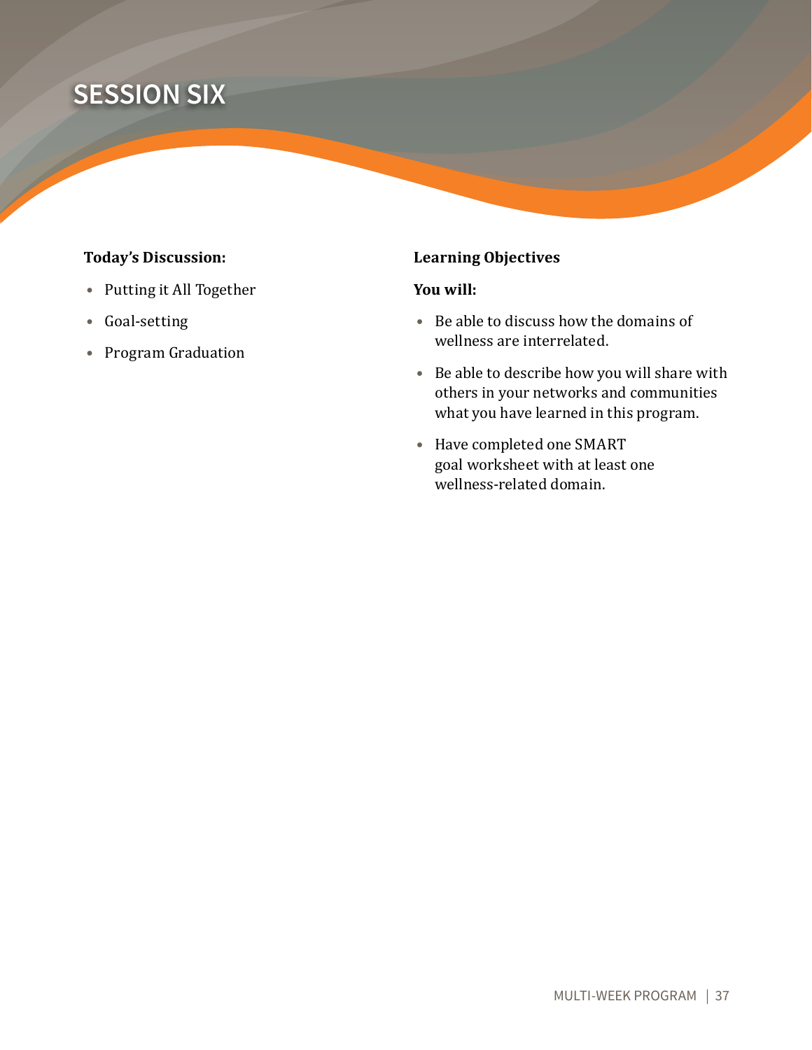# SESSION SIX

**Today's Discussion:**

- Putting it All Together
- Goal-setting
- Program Graduation

**Learning Objectives**

**You will:**

- Be able to discuss how the domains of wellness are interrelated.
- Be able to describe how you will share with others in your networks and communities what you have learned in this program.
- Have completed one SMART goal worksheet with at least one wellness-related domain.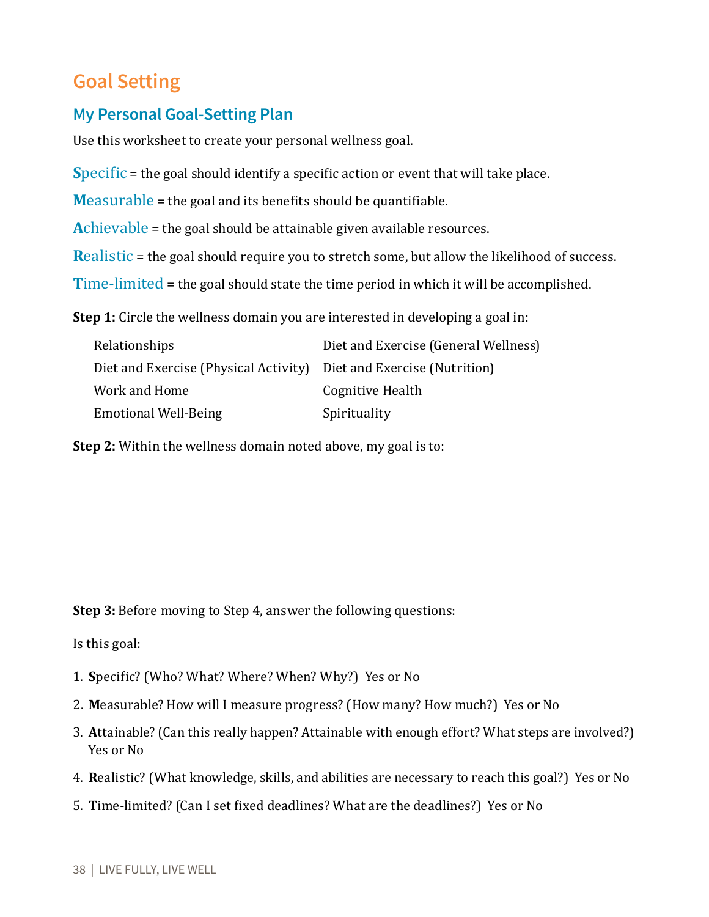# Goal Setting

## My Personal Goal-Setting Plan

Use this worksheet to create your personal wellness goal.

**S**pecific = the goal should identify a specific action or event that will take place.

**M**easurable = the goal and its benefits should be quantifiable.

**A**chievable = the goal should be attainable given available resources.

**R**ealistic = the goal should require you to stretch some, but allow the likelihood of success.

**T**ime-limited = the goal should state the time period in which it will be accomplished.

**Step 1:** Circle the wellness domain you are interested in developing a goal in:

| | |
|---|---|
| Relationships | Diet and Exercise (General Wellness) |
| Diet and Exercise (Physical Activity) | Diet and Exercise (Nutrition) |
| Work and Home | Cognitive Health |
| Emotional Well-Being | Spirituality |

**Step 2:** Within the wellness domain noted above, my goal is to:

_______________________________________________

_______________________________________________

_______________________________________________

_______________________________________________

**Step 3:** Before moving to Step 4, answer the following questions:

Is this goal:

1. **S**pecific? (Who? What? Where? When? Why?) Yes or No
2. **M**easurable? How will I measure progress? (How many? How much?) Yes or No
3. **A**ttainable? (Can this really happen? Attainable with enough effort? What steps are involved?) Yes or No
4. **R**ealistic? (What knowledge, skills, and abilities are necessary to reach this goal?) Yes or No
5. **T**ime-limited? (Can I set fixed deadlines? What are the deadlines?) Yes or No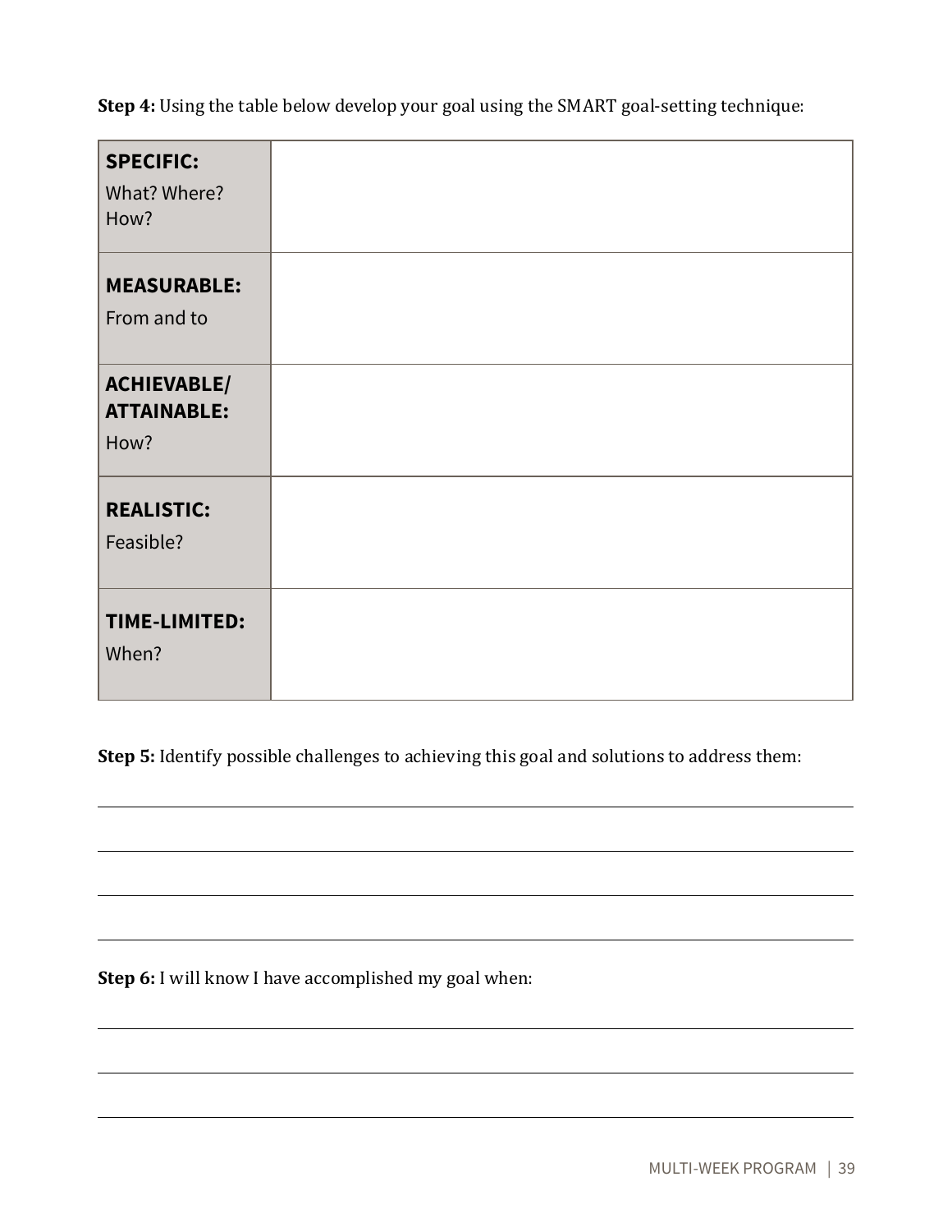**Step 4:** Using the table below develop your goal using the SMART goal-setting technique:

| | |
|---|---|
| **SPECIFIC:** What? Where? How? | |
| **MEASURABLE:** From and to | |
| **ACHIEVABLE/ ATTAINABLE:** How? | |
| **REALISTIC:** Feasible? | |
| **TIME-LIMITED:** When? | |

**Step 5:** Identify possible challenges to achieving this goal and solutions to address them:

______________________________________________________________________

______________________________________________________________________

______________________________________________________________________

______________________________________________________________________

**Step 6:** I will know I have accomplished my goal when:

______________________________________________________________________

______________________________________________________________________

______________________________________________________________________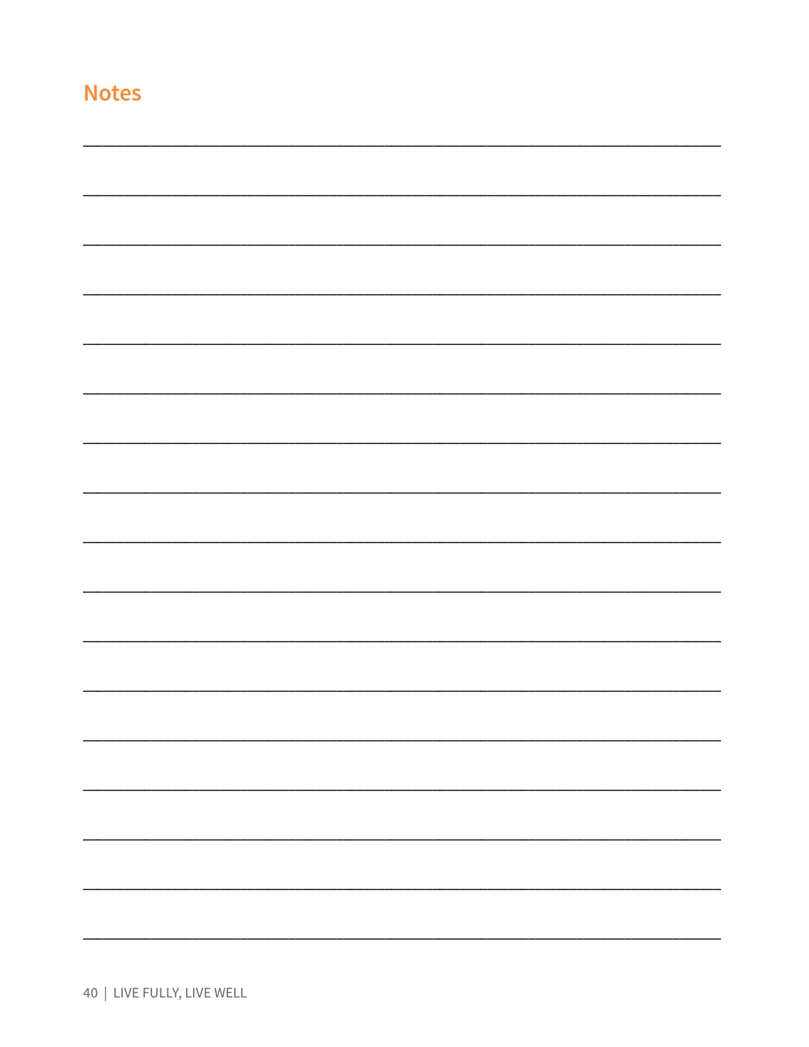## Notes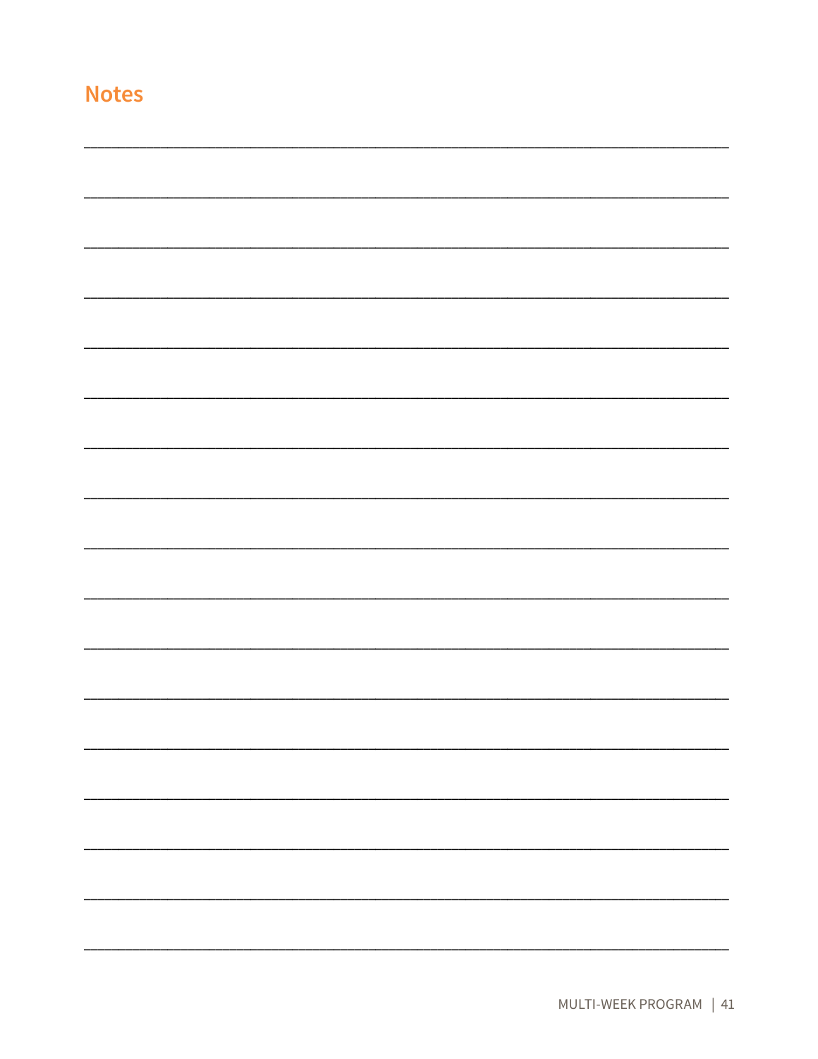## Notes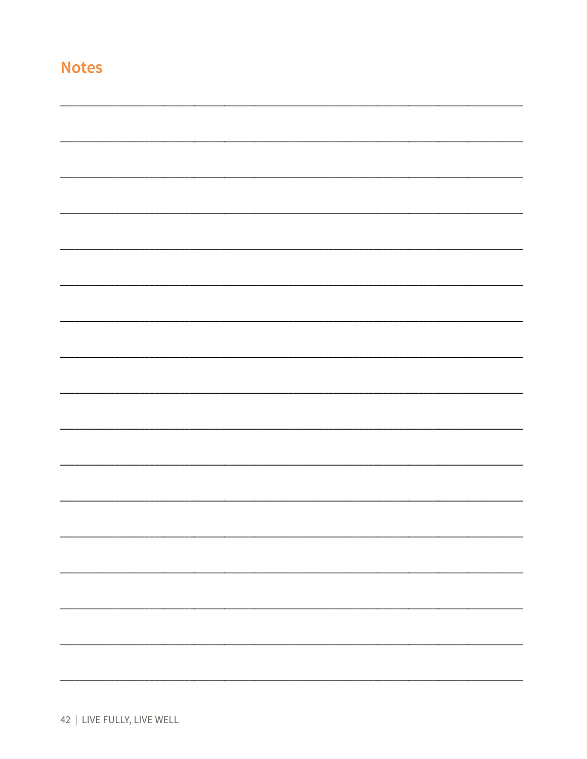## Notes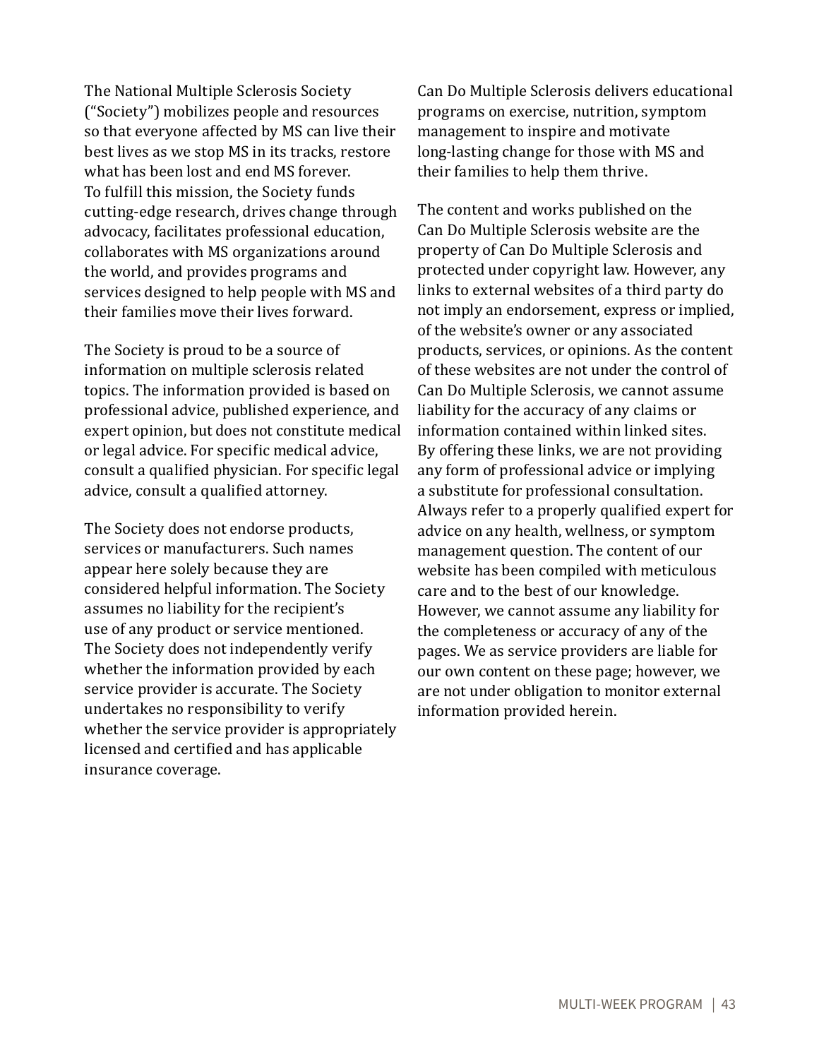The National Multiple Sclerosis Society ("Society") mobilizes people and resources so that everyone affected by MS can live their best lives as we stop MS in its tracks, restore what has been lost and end MS forever. To fulfill this mission, the Society funds cutting-edge research, drives change through advocacy, facilitates professional education, collaborates with MS organizations around the world, and provides programs and services designed to help people with MS and their families move their lives forward.

The Society is proud to be a source of information on multiple sclerosis related topics. The information provided is based on professional advice, published experience, and expert opinion, but does not constitute medical or legal advice. For specific medical advice, consult a qualified physician. For specific legal advice, consult a qualified attorney.

The Society does not endorse products, services or manufacturers. Such names appear here solely because they are considered helpful information. The Society assumes no liability for the recipient's use of any product or service mentioned. The Society does not independently verify whether the information provided by each service provider is accurate. The Society undertakes no responsibility to verify whether the service provider is appropriately licensed and certified and has applicable insurance coverage.

Can Do Multiple Sclerosis delivers educational programs on exercise, nutrition, symptom management to inspire and motivate long-lasting change for those with MS and their families to help them thrive.

The content and works published on the Can Do Multiple Sclerosis website are the property of Can Do Multiple Sclerosis and protected under copyright law. However, any links to external websites of a third party do not imply an endorsement, express or implied, of the website's owner or any associated products, services, or opinions. As the content of these websites are not under the control of Can Do Multiple Sclerosis, we cannot assume liability for the accuracy of any claims or information contained within linked sites. By offering these links, we are not providing any form of professional advice or implying a substitute for professional consultation. Always refer to a properly qualified expert for advice on any health, wellness, or symptom management question. The content of our website has been compiled with meticulous care and to the best of our knowledge. However, we cannot assume any liability for the completeness or accuracy of any of the pages. We as service providers are liable for our own content on these page; however, we are not under obligation to monitor external information provided herein.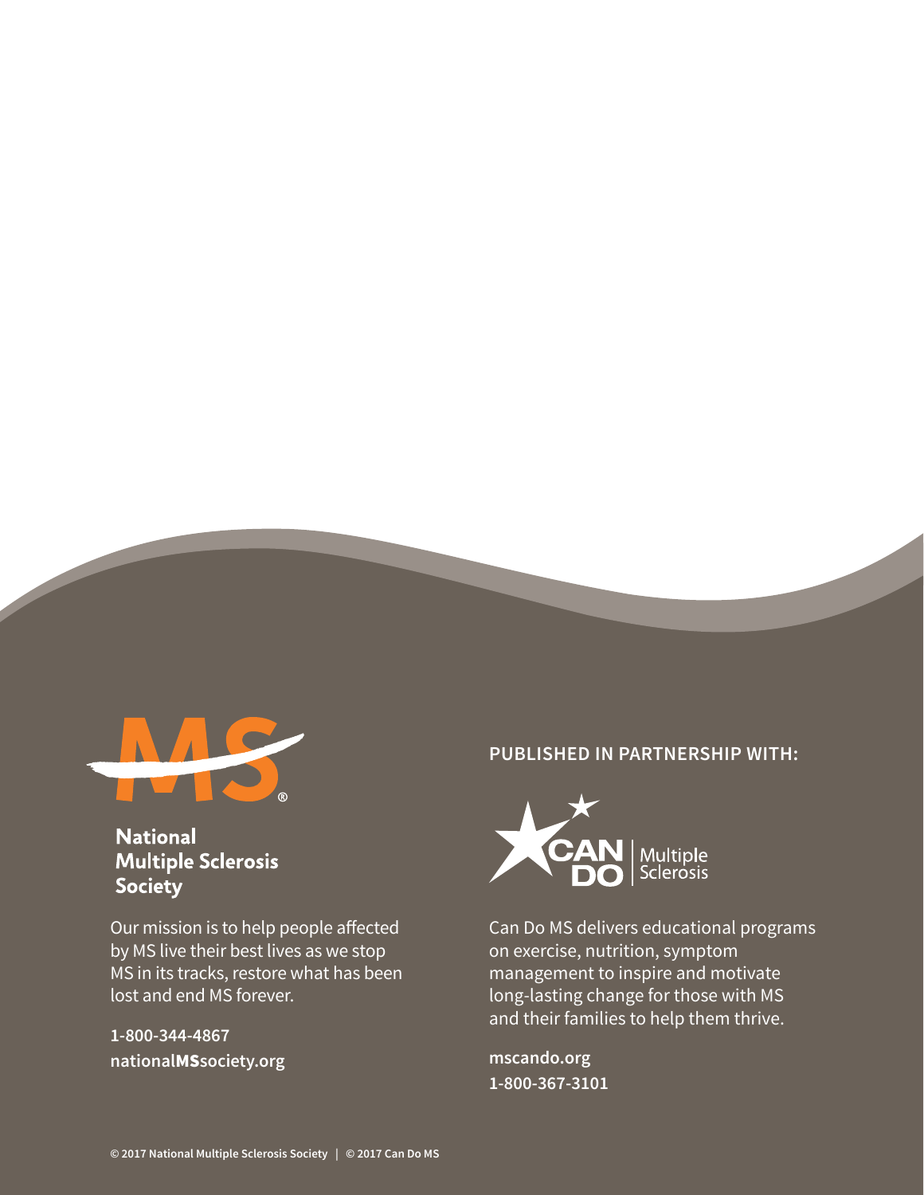National Multiple Sclerosis Society

Our mission is to help people affected by MS live their best lives as we stop MS in its tracks, restore what has been lost and end MS forever.

**1-800-344-4867**
**nationalMSsociety.org**

**PUBLISHED IN PARTNERSHIP WITH:**

CAN DO Multiple Sclerosis

Can Do MS delivers educational programs on exercise, nutrition, symptom management to inspire and motivate long-lasting change for those with MS and their families to help them thrive.

**mscando.org**
**1-800-367-3101**

**© 2017 National Multiple Sclerosis Society | © 2017 Can Do MS**